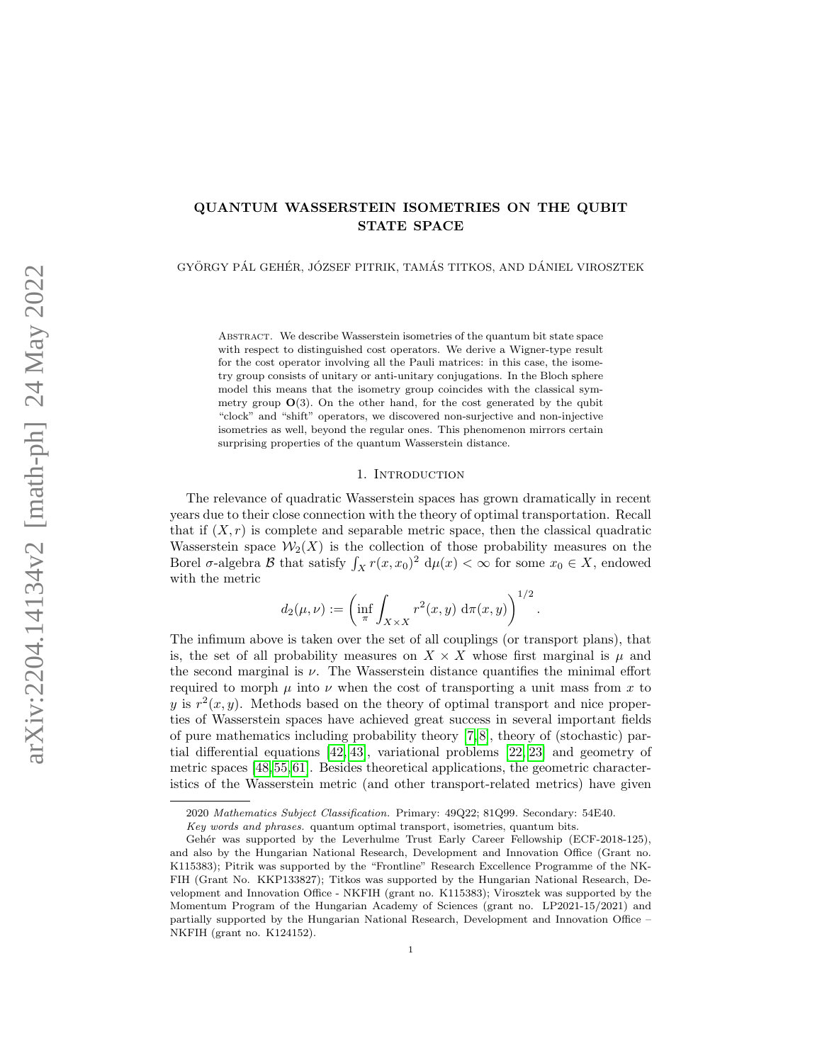# QUANTUM WASSERSTEIN ISOMETRIES ON THE QUBIT STATE SPACE

GYÖRGY PÁL GEHÉR, JÓZSEF PITRIK, TAMÁS TITKOS, AND DÁNIEL VIROSZTEK

ABSTRACT. We describe Wasserstein isometries of the quantum bit state space with respect to distinguished cost operators. We derive a Wigner-type result for the cost operator involving all the Pauli matrices: in this case, the isometry group consists of unitary or anti-unitary conjugations. In the Bloch sphere model this means that the isometry group coincides with the classical symmetry group $\mathbf{O}(3)$. On the other hand, for the cost generated by the qubit "clock" and "shift" operators, we discovered non-surjective and non-injective isometries as well, beyond the regular ones. This phenomenon mirrors certain surprising properties of the quantum Wasserstein distance.

## 1. Introduction

The relevance of quadratic Wasserstein spaces has grown dramatically in recent years due to their close connection with the theory of optimal transportation. Recall that if $(X, r)$ is complete and separable metric space, then the classical quadratic Wasserstein space $\mathcal{W}_2(X)$ is the collection of those probability measures on the Borel $\sigma$-algebra $\mathcal{B}$ that satisfy $\int_X r(x, x_0)^2 \, \mathrm{d}\mu(x) < \infty$ for some $x_0 \in X$, endowed with the metric

$$d_2(\mu, \nu) := \left( \inf_\pi \int_{X \times X} r^2(x, y) \, \mathrm{d}\pi(x, y) \right)^{1/2}.$$

The infimum above is taken over the set of all couplings (or transport plans), that is, the set of all probability measures on $X \times X$ whose first marginal is $\mu$ and the second marginal is $\nu$. The Wasserstein distance quantifies the minimal effort required to morph $\mu$ into $\nu$ when the cost of transporting a unit mass from $x$ to $y$ is $r^2(x, y)$. Methods based on the theory of optimal transport and nice properties of Wasserstein spaces have achieved great success in several important fields of pure mathematics including probability theory [7, 8], theory of (stochastic) partial differential equations [42, 43], variational problems [22, 23] and geometry of metric spaces [48, 55, 61]. Besides theoretical applications, the geometric characteristics of the Wasserstein metric (and other transport-related metrics) have given

---

2020 *Mathematics Subject Classification.* Primary: 49Q22; 81Q99. Secondary: 54E40.

*Key words and phrases.* quantum optimal transport, isometries, quantum bits.

Gehér was supported by the Leverhulme Trust Early Career Fellowship (ECF-2018-125), and also by the Hungarian National Research, Development and Innovation Office (Grant no. K115383); Pitrik was supported by the "Frontline" Research Excellence Programme of the NKFIH (Grant No. KKP133827); Titkos was supported by the Hungarian National Research, Development and Innovation Office - NKFIH (grant no. K115383); Virosztek was supported by the Momentum Program of the Hungarian Academy of Sciences (grant no. LP2021-15/2021) and partially supported by the Hungarian National Research, Development and Innovation Office – NKFIH (grant no. K124152).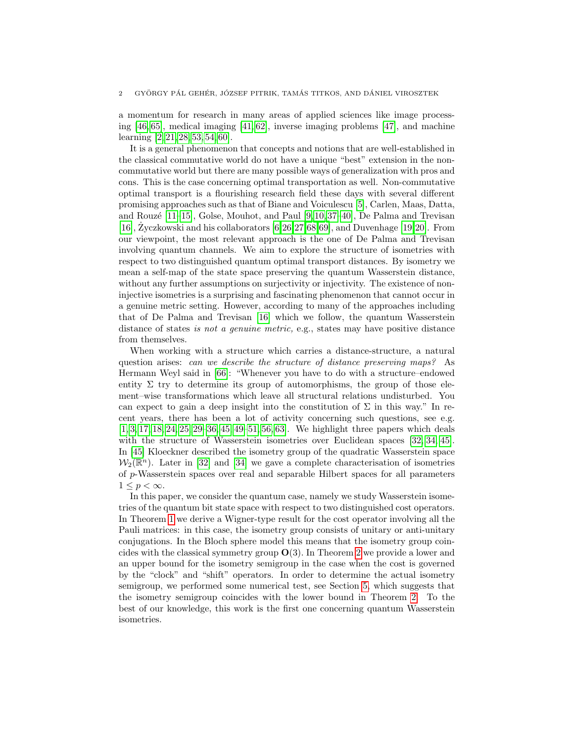a momentum for research in many areas of applied sciences like image processing [46, 65], medical imaging [41, 62], inverse imaging problems [47], and machine learning [2, 21, 28, 53, 54, 60].

It is a general phenomenon that concepts and notions that are well-established in the classical commutative world do not have a unique "best" extension in the non-commutative world but there are many possible ways of generalization with pros and cons. This is the case concerning optimal transportation as well. Non-commutative optimal transport is a flourishing research field these days with several different promising approaches such as that of Biane and Voiculescu [5], Carlen, Maas, Datta, and Rouzé [11–15], Golse, Mouhot, and Paul [9, 10, 37–40], De Palma and Trevisan [16], Życzkowski and his collaborators [6, 26, 27, 68, 69], and Duvenhage [19, 20]. From our viewpoint, the most relevant approach is the one of De Palma and Trevisan involving quantum channels. We aim to explore the structure of isometries with respect to two distinguished quantum optimal transport distances. By isometry we mean a self-map of the state space preserving the quantum Wasserstein distance, without any further assumptions on surjectivity or injectivity. The existence of non-injective isometries is a surprising and fascinating phenomenon that cannot occur in a genuine metric setting. However, according to many of the approaches including that of De Palma and Trevisan [16] which we follow, the quantum Wasserstein distance of states *is not a genuine metric,* e.g., states may have positive distance from themselves.

When working with a structure which carries a distance-structure, a natural question arises: *can we describe the structure of distance preserving maps?* As Hermann Weyl said in [66]: "Whenever you have to do with a structure–endowed entity $\Sigma$ try to determine its group of automorphisms, the group of those element–wise transformations which leave all structural relations undisturbed. You can expect to gain a deep insight into the constitution of $\Sigma$ in this way." In recent years, there has been a lot of activity concerning such questions, see e.g. [1, 3, 17, 18, 24, 25, 29–36, 45, 49–51, 56, 63]. We highlight three papers which deals with the structure of Wasserstein isometries over Euclidean spaces [32, 34, 45]. In [45] Kloeckner described the isometry group of the quadratic Wasserstein space $\mathcal{W}_2(\mathbb{R}^n)$. Later in [32] and [34] we gave a complete characterisation of isometries of $p$-Wasserstein spaces over real and separable Hilbert spaces for all parameters $1 \leq p < \infty$.

In this paper, we consider the quantum case, namely we study Wasserstein isometries of the quantum bit state space with respect to two distinguished cost operators. In Theorem 1 we derive a Wigner-type result for the cost operator involving all the Pauli matrices: in this case, the isometry group consists of unitary or anti-unitary conjugations. In the Bloch sphere model this means that the isometry group coincides with the classical symmetry group $\mathbf{O}(3)$. In Theorem 2 we provide a lower and an upper bound for the isometry semigroup in the case when the cost is governed by the "clock" and "shift" operators. In order to determine the actual isometry semigroup, we performed some numerical test, see Section 5, which suggests that the isometry semigroup coincides with the lower bound in Theorem 2. To the best of our knowledge, this work is the first one concerning quantum Wasserstein isometries.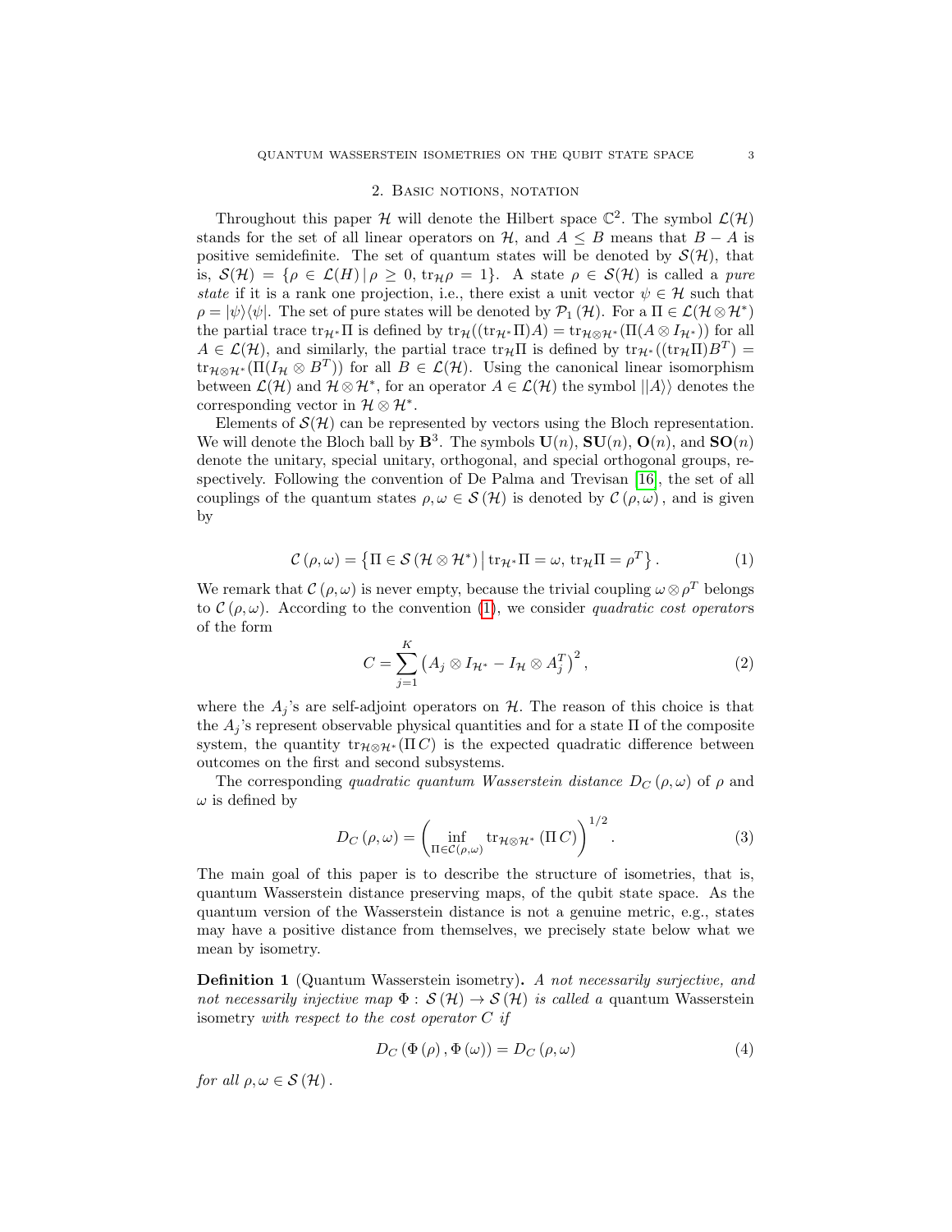## 2. Basic notions, notation

Throughout this paper $\mathcal{H}$ will denote the Hilbert space $\mathbb{C}^2$. The symbol $\mathcal{L}(\mathcal{H})$ stands for the set of all linear operators on $\mathcal{H}$, and $A \leq B$ means that $B - A$ is positive semidefinite. The set of quantum states will be denoted by $\mathcal{S}(\mathcal{H})$, that is, $\mathcal{S}(\mathcal{H}) = \{\rho \in \mathcal{L}(H) \,|\, \rho \geq 0, \operatorname{tr}_{\mathcal{H}}\rho = 1\}$. A state $\rho \in \mathcal{S}(\mathcal{H})$ is called a *pure state* if it is a rank one projection, i.e., there exist a unit vector $\psi \in \mathcal{H}$ such that $\rho = |\psi\rangle\langle\psi|$. The set of pure states will be denoted by $\mathcal{P}_1(\mathcal{H})$. For a $\Pi \in \mathcal{L}(\mathcal{H} \otimes \mathcal{H}^*)$ the partial trace $\operatorname{tr}_{\mathcal{H}^*}\Pi$ is defined by $\operatorname{tr}_{\mathcal{H}}((\operatorname{tr}_{\mathcal{H}^*}\Pi)A) = \operatorname{tr}_{\mathcal{H}\otimes\mathcal{H}^*}(\Pi(A \otimes I_{\mathcal{H}^*}))$ for all $A \in \mathcal{L}(\mathcal{H})$, and similarly, the partial trace $\operatorname{tr}_{\mathcal{H}}\Pi$ is defined by $\operatorname{tr}_{\mathcal{H}^*}((\operatorname{tr}_{\mathcal{H}}\Pi)B^T) = \operatorname{tr}_{\mathcal{H}\otimes\mathcal{H}^*}(\Pi(I_{\mathcal{H}} \otimes B^T))$ for all $B \in \mathcal{L}(\mathcal{H})$. Using the canonical linear isomorphism between $\mathcal{L}(\mathcal{H})$ and $\mathcal{H}\otimes\mathcal{H}^*$, for an operator $A \in \mathcal{L}(\mathcal{H})$ the symbol $||A\rangle\rangle$ denotes the corresponding vector in $\mathcal{H}\otimes\mathcal{H}^*$.

Elements of $\mathcal{S}(\mathcal{H})$ can be represented by vectors using the Bloch representation. We will denote the Bloch ball by $\mathbf{B}^3$. The symbols $\mathbf{U}(n)$, $\mathbf{SU}(n)$, $\mathbf{O}(n)$, and $\mathbf{SO}(n)$ denote the unitary, special unitary, orthogonal, and special orthogonal groups, respectively. Following the convention of De Palma and Trevisan [16], the set of all couplings of the quantum states $\rho, \omega \in \mathcal{S}(\mathcal{H})$ is denoted by $\mathcal{C}(\rho, \omega)$, and is given by

$$\mathcal{C}(\rho, \omega) = \left\{\Pi \in \mathcal{S}(\mathcal{H}\otimes\mathcal{H}^*) \,\middle|\, \operatorname{tr}_{\mathcal{H}^*}\Pi = \omega,\ \operatorname{tr}_{\mathcal{H}}\Pi = \rho^T\right\}. \tag{1}$$

We remark that $\mathcal{C}(\rho, \omega)$ is never empty, because the trivial coupling $\omega \otimes \rho^T$ belongs to $\mathcal{C}(\rho, \omega)$. According to the convention (1), we consider *quadratic cost operators* of the form

$$C = \sum_{j=1}^{K} \left(A_j \otimes I_{\mathcal{H}^*} - I_{\mathcal{H}} \otimes A_j^T\right)^2, \tag{2}$$

where the $A_j$'s are self-adjoint operators on $\mathcal{H}$. The reason of this choice is that the $A_j$'s represent observable physical quantities and for a state $\Pi$ of the composite system, the quantity $\operatorname{tr}_{\mathcal{H}\otimes\mathcal{H}^*}(\Pi\, C)$ is the expected quadratic difference between outcomes on the first and second subsystems.

The corresponding *quadratic quantum Wasserstein distance* $D_C(\rho, \omega)$ of $\rho$ and $\omega$ is defined by

$$D_C(\rho, \omega) = \left(\inf_{\Pi \in \mathcal{C}(\rho,\omega)} \operatorname{tr}_{\mathcal{H}\otimes\mathcal{H}^*}(\Pi\, C)\right)^{1/2}. \tag{3}$$

The main goal of this paper is to describe the structure of isometries, that is, quantum Wasserstein distance preserving maps, of the qubit state space. As the quantum version of the Wasserstein distance is not a genuine metric, e.g., states may have a positive distance from themselves, we precisely state below what we mean by isometry.

**Definition 1** (Quantum Wasserstein isometry)**.** *A not necessarily surjective, and not necessarily injective map $\Phi : \mathcal{S}(\mathcal{H}) \to \mathcal{S}(\mathcal{H})$ is called a* quantum Wasserstein isometry *with respect to the cost operator $C$ if*

$$D_C(\Phi(\rho), \Phi(\omega)) = D_C(\rho, \omega) \tag{4}$$

*for all $\rho, \omega \in \mathcal{S}(\mathcal{H})$.*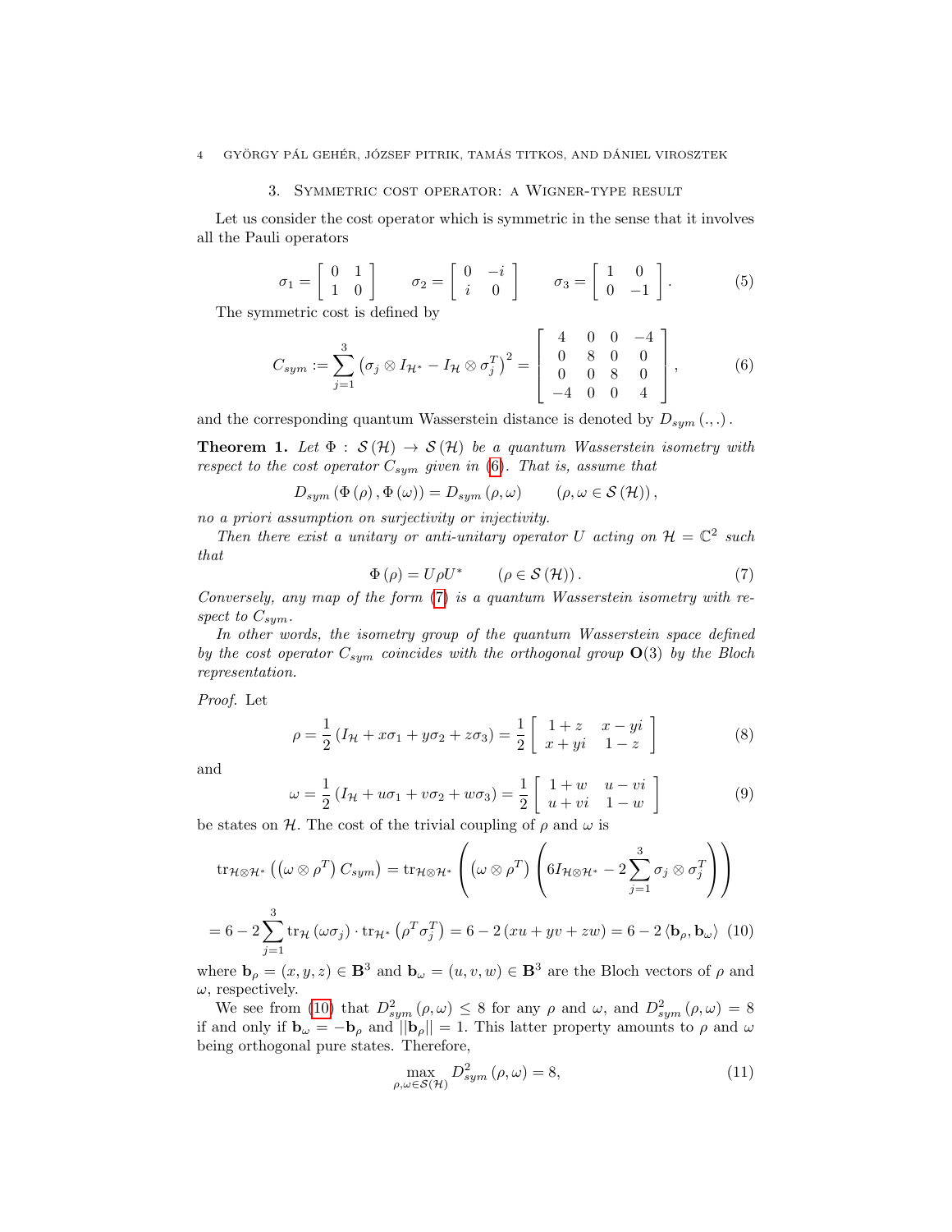## 3. Symmetric cost operator: a Wigner-type result

Let us consider the cost operator which is symmetric in the sense that it involves all the Pauli operators

$$\sigma_1 = \begin{bmatrix} 0 & 1 \\ 1 & 0 \end{bmatrix} \qquad \sigma_2 = \begin{bmatrix} 0 & -i \\ i & 0 \end{bmatrix} \qquad \sigma_3 = \begin{bmatrix} 1 & 0 \\ 0 & -1 \end{bmatrix}. \tag{5}$$

The symmetric cost is defined by

$$C_{sym} := \sum_{j=1}^{3} \left( \sigma_j \otimes I_{\mathcal{H}^*} - I_{\mathcal{H}} \otimes \sigma_j^T \right)^2 = \begin{bmatrix} 4 & 0 & 0 & -4 \\ 0 & 8 & 0 & 0 \\ 0 & 0 & 8 & 0 \\ -4 & 0 & 0 & 4 \end{bmatrix}, \tag{6}$$

and the corresponding quantum Wasserstein distance is denoted by $D_{sym}(.,.)$.

**Theorem 1.** *Let $\Phi : \mathcal{S}(\mathcal{H}) \to \mathcal{S}(\mathcal{H})$ be a quantum Wasserstein isometry with respect to the cost operator $C_{sym}$ given in (6). That is, assume that*

$$D_{sym}(\Phi(\rho), \Phi(\omega)) = D_{sym}(\rho, \omega) \qquad (\rho, \omega \in \mathcal{S}(\mathcal{H})),$$

*no a priori assumption on surjectivity or injectivity.*

*Then there exist a unitary or anti-unitary operator $U$ acting on $\mathcal{H} = \mathbb{C}^2$ such that*

$$\Phi(\rho) = U \rho U^* \qquad (\rho \in \mathcal{S}(\mathcal{H})). \tag{7}$$

*Conversely, any map of the form (7) is a quantum Wasserstein isometry with respect to $C_{sym}$.*

*In other words, the isometry group of the quantum Wasserstein space defined by the cost operator $C_{sym}$ coincides with the orthogonal group $\mathbf{O}(3)$ by the Bloch representation.*

*Proof.* Let

$$\rho = \frac{1}{2}\left( I_{\mathcal{H}} + x\sigma_1 + y\sigma_2 + z\sigma_3 \right) = \frac{1}{2} \begin{bmatrix} 1+z & x-yi \\ x+yi & 1-z \end{bmatrix} \tag{8}$$

and

$$\omega = \frac{1}{2}\left( I_{\mathcal{H}} + u\sigma_1 + v\sigma_2 + w\sigma_3 \right) = \frac{1}{2} \begin{bmatrix} 1+w & u-vi \\ u+vi & 1-w \end{bmatrix} \tag{9}$$

be states on $\mathcal{H}$. The cost of the trivial coupling of $\rho$ and $\omega$ is

$$\mathrm{tr}_{\mathcal{H}\otimes\mathcal{H}^*}\left( \left(\omega \otimes \rho^T\right) C_{sym} \right) = \mathrm{tr}_{\mathcal{H}\otimes\mathcal{H}^*}\left( \left(\omega \otimes \rho^T\right) \left( 6 I_{\mathcal{H}\otimes\mathcal{H}^*} - 2\sum_{j=1}^{3} \sigma_j \otimes \sigma_j^T \right) \right)$$

$$= 6 - 2\sum_{j=1}^{3} \mathrm{tr}_{\mathcal{H}}\left(\omega\sigma_j\right) \cdot \mathrm{tr}_{\mathcal{H}^*}\left(\rho^T \sigma_j^T\right) = 6 - 2\left(xu + yv + zw\right) = 6 - 2\left\langle \mathbf{b}_\rho, \mathbf{b}_\omega \right\rangle \tag{10}$$

where $\mathbf{b}_\rho = (x, y, z) \in \mathbf{B}^3$ and $\mathbf{b}_\omega = (u, v, w) \in \mathbf{B}^3$ are the Bloch vectors of $\rho$ and $\omega$, respectively.

We see from (10) that $D^2_{sym}(\rho, \omega) \leq 8$ for any $\rho$ and $\omega$, and $D^2_{sym}(\rho, \omega) = 8$ if and only if $\mathbf{b}_\omega = -\mathbf{b}_\rho$ and $||\mathbf{b}_\rho|| = 1$. This latter property amounts to $\rho$ and $\omega$ being orthogonal pure states. Therefore,

$$\max_{\rho,\omega \in \mathcal{S}(\mathcal{H})} D^2_{sym}(\rho, \omega) = 8, \tag{11}$$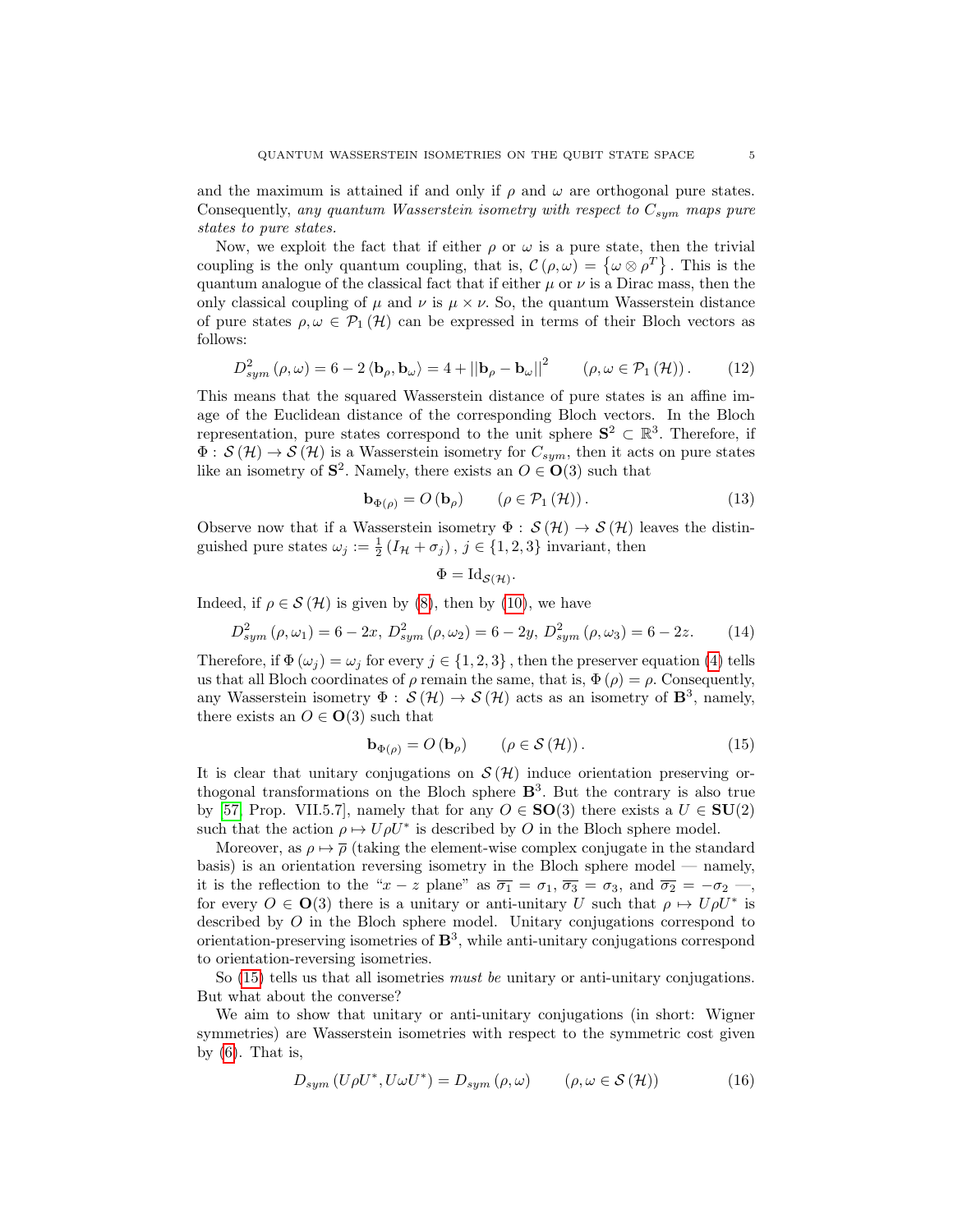and the maximum is attained if and only if $\rho$ and $\omega$ are orthogonal pure states. Consequently, *any quantum Wasserstein isometry with respect to $C_{sym}$ maps pure states to pure states.*

Now, we exploit the fact that if either $\rho$ or $\omega$ is a pure state, then the trivial coupling is the only quantum coupling, that is, $\mathcal{C}(\rho,\omega) = \{\omega \otimes \rho^T\}$. This is the quantum analogue of the classical fact that if either $\mu$ or $\nu$ is a Dirac mass, then the only classical coupling of $\mu$ and $\nu$ is $\mu \times \nu$. So, the quantum Wasserstein distance of pure states $\rho, \omega \in \mathcal{P}_1(\mathcal{H})$ can be expressed in terms of their Bloch vectors as follows:

$$D_{sym}^2(\rho,\omega) = 6 - 2\langle \mathbf{b}_\rho, \mathbf{b}_\omega \rangle = 4 + ||\mathbf{b}_\rho - \mathbf{b}_\omega||^2 \qquad (\rho, \omega \in \mathcal{P}_1(\mathcal{H})). \tag{12}$$

This means that the squared Wasserstein distance of pure states is an affine image of the Euclidean distance of the corresponding Bloch vectors. In the Bloch representation, pure states correspond to the unit sphere $\mathbf{S}^2 \subset \mathbb{R}^3$. Therefore, if $\Phi : \mathcal{S}(\mathcal{H}) \to \mathcal{S}(\mathcal{H})$ is a Wasserstein isometry for $C_{sym}$, then it acts on pure states like an isometry of $\mathbf{S}^2$. Namely, there exists an $O \in \mathbf{O}(3)$ such that

$$\mathbf{b}_{\Phi(\rho)} = O(\mathbf{b}_\rho) \qquad (\rho \in \mathcal{P}_1(\mathcal{H})). \tag{13}$$

Observe now that if a Wasserstein isometry $\Phi : \mathcal{S}(\mathcal{H}) \to \mathcal{S}(\mathcal{H})$ leaves the distinguished pure states $\omega_j := \frac{1}{2}(I_\mathcal{H} + \sigma_j)$, $j \in \{1,2,3\}$ invariant, then

$$\Phi = \mathrm{Id}_{\mathcal{S}(\mathcal{H})}.$$

Indeed, if $\rho \in \mathcal{S}(\mathcal{H})$ is given by (8), then by (10), we have

$$D_{sym}^2(\rho,\omega_1) = 6 - 2x,\ D_{sym}^2(\rho,\omega_2) = 6 - 2y,\ D_{sym}^2(\rho,\omega_3) = 6 - 2z. \tag{14}$$

Therefore, if $\Phi(\omega_j) = \omega_j$ for every $j \in \{1,2,3\}$, then the preserver equation (4) tells us that all Bloch coordinates of $\rho$ remain the same, that is, $\Phi(\rho) = \rho$. Consequently, any Wasserstein isometry $\Phi : \mathcal{S}(\mathcal{H}) \to \mathcal{S}(\mathcal{H})$ acts as an isometry of $\mathbf{B}^3$, namely, there exists an $O \in \mathbf{O}(3)$ such that

$$\mathbf{b}_{\Phi(\rho)} = O(\mathbf{b}_\rho) \qquad (\rho \in \mathcal{S}(\mathcal{H})). \tag{15}$$

It is clear that unitary conjugations on $\mathcal{S}(\mathcal{H})$ induce orientation preserving orthogonal transformations on the Bloch sphere $\mathbf{B}^3$. But the contrary is also true by [57, Prop. VII.5.7], namely that for any $O \in \mathbf{SO}(3)$ there exists a $U \in \mathbf{SU}(2)$ such that the action $\rho \mapsto U\rho U^*$ is described by $O$ in the Bloch sphere model.

Moreover, as $\rho \mapsto \overline{\rho}$ (taking the element-wise complex conjugate in the standard basis) is an orientation reversing isometry in the Bloch sphere model — namely, it is the reflection to the "$x-z$ plane" as $\overline{\sigma_1} = \sigma_1$, $\overline{\sigma_3} = \sigma_3$, and $\overline{\sigma_2} = -\sigma_2$ —, for every $O \in \mathbf{O}(3)$ there is a unitary or anti-unitary $U$ such that $\rho \mapsto U\rho U^*$ is described by $O$ in the Bloch sphere model. Unitary conjugations correspond to orientation-preserving isometries of $\mathbf{B}^3$, while anti-unitary conjugations correspond to orientation-reversing isometries.

So (15) tells us that all isometries *must be* unitary or anti-unitary conjugations. But what about the converse?

We aim to show that unitary or anti-unitary conjugations (in short: Wigner symmetries) are Wasserstein isometries with respect to the symmetric cost given by (6). That is,

$$D_{sym}(U\rho U^*, U\omega U^*) = D_{sym}(\rho,\omega) \qquad (\rho, \omega \in \mathcal{S}(\mathcal{H})) \tag{16}$$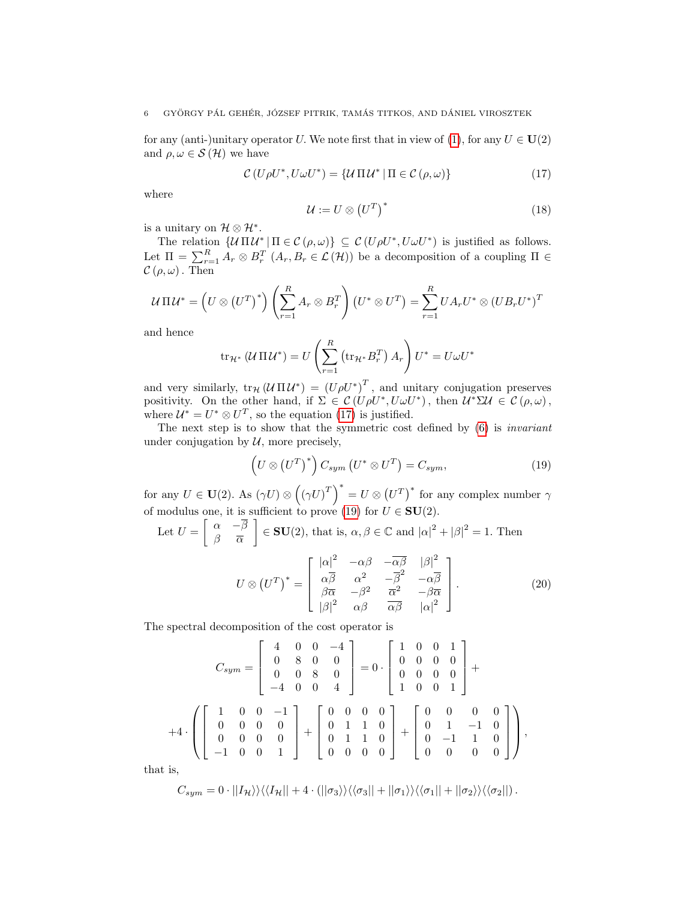for any (anti-)unitary operator $U$. We note first that in view of (1), for any $U \in \mathbf{U}(2)$ and $\rho, \omega \in \mathcal{S}(\mathcal{H})$ we have

$$\mathcal{C}\left(U\rho U^*, U\omega U^*\right) = \left\{\mathcal{U}\,\Pi\,\mathcal{U}^* \,|\, \Pi \in \mathcal{C}\left(\rho,\omega\right)\right\} \tag{17}$$

where

$$\mathcal{U} := U \otimes \left(U^T\right)^* \tag{18}$$

is a unitary on $\mathcal{H} \otimes \mathcal{H}^*$.

The relation $\left\{\mathcal{U}\,\Pi\,\mathcal{U}^* \,|\, \Pi \in \mathcal{C}\left(\rho,\omega\right)\right\} \subseteq \mathcal{C}\left(U\rho U^*, U\omega U^*\right)$ is justified as follows. Let $\Pi = \sum_{r=1}^R A_r \otimes B_r^T$ $(A_r, B_r \in \mathcal{L}(\mathcal{H}))$ be a decomposition of a coupling $\Pi \in \mathcal{C}\left(\rho,\omega\right)$. Then

$$\mathcal{U}\,\Pi\,\mathcal{U}^* = \left(U \otimes \left(U^T\right)^*\right)\left(\sum_{r=1}^R A_r \otimes B_r^T\right)\left(U^* \otimes U^T\right) = \sum_{r=1}^R UA_rU^* \otimes \left(UB_rU^*\right)^T$$

and hence

$$\mathrm{tr}_{\mathcal{H}^*}\left(\mathcal{U}\,\Pi\,\mathcal{U}^*\right) = U\left(\sum_{r=1}^R \left(\mathrm{tr}_{\mathcal{H}^*} B_r^T\right) A_r\right)U^* = U\omega U^*$$

and very similarly, $\mathrm{tr}_{\mathcal{H}}\left(\mathcal{U}\,\Pi\,\mathcal{U}^*\right) = \left(U\rho U^*\right)^T$, and unitary conjugation preserves positivity. On the other hand, if $\Sigma \in \mathcal{C}\left(U\rho U^*, U\omega U^*\right)$, then $\mathcal{U}^*\Sigma\mathcal{U} \in \mathcal{C}\left(\rho,\omega\right)$, where $\mathcal{U}^* = U^* \otimes U^T$, so the equation (17) is justified.

The next step is to show that the symmetric cost defined by (6) is *invariant* under conjugation by $\mathcal{U}$, more precisely,

$$\left(U \otimes \left(U^T\right)^*\right) C_{sym} \left(U^* \otimes U^T\right) = C_{sym}, \tag{19}$$

for any $U \in \mathbf{U}(2)$. As $(\gamma U) \otimes \left(\left(\gamma U\right)^T\right)^* = U \otimes \left(U^T\right)^*$ for any complex number $\gamma$ of modulus one, it is sufficient to prove (19) for $U \in \mathbf{SU}(2)$.

Let $U = \begin{bmatrix} \alpha & -\overline{\beta} \\ \beta & \overline{\alpha} \end{bmatrix} \in \mathbf{SU}(2)$, that is, $\alpha, \beta \in \mathbb{C}$ and $|\alpha|^2 + |\beta|^2 = 1$. Then

$$U \otimes \left(U^T\right)^* = \begin{bmatrix} |\alpha|^2 & -\alpha\beta & -\overline{\alpha\beta} & |\beta|^2 \\ \alpha\overline{\beta} & \alpha^2 & -\overline{\beta}^2 & -\alpha\overline{\beta} \\ \beta\overline{\alpha} & -\beta^2 & \overline{\alpha}^2 & -\beta\overline{\alpha} \\ |\beta|^2 & \alpha\beta & \overline{\alpha\beta} & |\alpha|^2 \end{bmatrix}. \tag{20}$$

The spectral decomposition of the cost operator is

$$C_{sym} = \begin{bmatrix} 4 & 0 & 0 & -4 \\ 0 & 8 & 0 & 0 \\ 0 & 0 & 8 & 0 \\ -4 & 0 & 0 & 4 \end{bmatrix} = 0 \cdot \begin{bmatrix} 1 & 0 & 0 & 1 \\ 0 & 0 & 0 & 0 \\ 0 & 0 & 0 & 0 \\ 1 & 0 & 0 & 1 \end{bmatrix} +$$

$$+4 \cdot \left( \begin{bmatrix} 1 & 0 & 0 & -1 \\ 0 & 0 & 0 & 0 \\ 0 & 0 & 0 & 0 \\ -1 & 0 & 0 & 1 \end{bmatrix} + \begin{bmatrix} 0 & 0 & 0 & 0 \\ 0 & 1 & 1 & 0 \\ 0 & 1 & 1 & 0 \\ 0 & 0 & 0 & 0 \end{bmatrix} + \begin{bmatrix} 0 & 0 & 0 & 0 \\ 0 & 1 & -1 & 0 \\ 0 & -1 & 1 & 0 \\ 0 & 0 & 0 & 0 \end{bmatrix} \right),$$

that is,

$$C_{sym} = 0 \cdot ||I_{\mathcal{H}}\rangle\rangle\langle\langle I_{\mathcal{H}}|| + 4 \cdot \left(||\sigma_3\rangle\rangle\langle\langle\sigma_3|| + ||\sigma_1\rangle\rangle\langle\langle\sigma_1|| + ||\sigma_2\rangle\rangle\langle\langle\sigma_2||\right).$$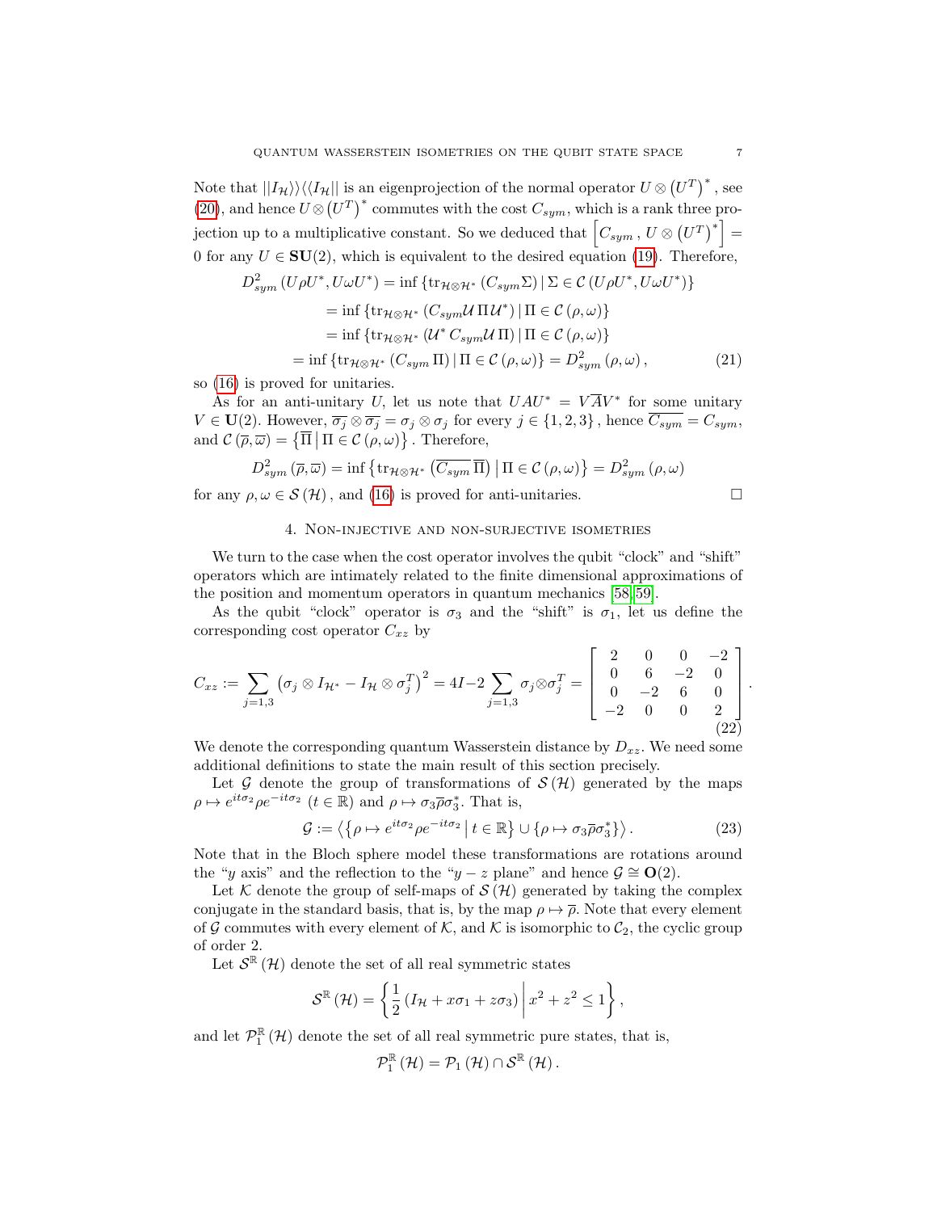Note that $||I_{\mathcal{H}}\rangle\rangle\langle\langle I_{\mathcal{H}}||$ is an eigenprojection of the normal operator $U \otimes \left(U^T\right)^*$, see (20), and hence $U \otimes \left(U^T\right)^*$ commutes with the cost $C_{sym}$, which is a rank three projection up to a multiplicative constant. So we deduced that $\left[C_{sym}\,,\, U \otimes \left(U^T\right)^*\right] = 0$ for any $U \in \mathbf{SU}(2)$, which is equivalent to the desired equation (19). Therefore,

$$
\begin{aligned}
D^2_{sym}\left(U\rho U^*, U\omega U^*\right) &= \inf\left\{\mathrm{tr}_{\mathcal{H}\otimes\mathcal{H}^*}\left(C_{sym}\Sigma\right) \,|\, \Sigma \in \mathcal{C}\left(U\rho U^*, U\omega U^*\right)\right\} \\
&= \inf\left\{\mathrm{tr}_{\mathcal{H}\otimes\mathcal{H}^*}\left(C_{sym}\mathcal{U}\,\Pi\,\mathcal{U}^*\right) \,|\, \Pi \in \mathcal{C}\left(\rho, \omega\right)\right\} \\
&= \inf\left\{\mathrm{tr}_{\mathcal{H}\otimes\mathcal{H}^*}\left(\mathcal{U}^*\,C_{sym}\mathcal{U}\,\Pi\right) \,|\, \Pi \in \mathcal{C}\left(\rho, \omega\right)\right\} \\
&= \inf\left\{\mathrm{tr}_{\mathcal{H}\otimes\mathcal{H}^*}\left(C_{sym}\,\Pi\right) \,|\, \Pi \in \mathcal{C}\left(\rho, \omega\right)\right\} = D^2_{sym}\left(\rho, \omega\right),
\end{aligned}
\tag{21}
$$

so (16) is proved for unitaries.

As for an anti-unitary $U$, let us note that $UAU^* = V\overline{A}V^*$ for some unitary $V \in \mathbf{U}(2)$. However, $\overline{\sigma_j} \otimes \overline{\sigma_j} = \sigma_j \otimes \sigma_j$ for every $j \in \{1, 2, 3\}$, hence $\overline{C_{sym}} = C_{sym}$, and $\mathcal{C}\left(\overline{\rho}, \overline{\omega}\right) = \left\{\overline{\Pi} \,\middle|\, \Pi \in \mathcal{C}\left(\rho, \omega\right)\right\}$. Therefore,

$$
D^2_{sym}\left(\overline{\rho}, \overline{\omega}\right) = \inf\left\{\mathrm{tr}_{\mathcal{H}\otimes\mathcal{H}^*}\left(\overline{C_{sym}}\,\overline{\Pi}\right) \,\middle|\, \Pi \in \mathcal{C}\left(\rho, \omega\right)\right\} = D^2_{sym}\left(\rho, \omega\right)
$$

for any $\rho, \omega \in \mathcal{S}\left(\mathcal{H}\right)$, and (16) is proved for anti-unitaries. □

## 4. Non-injective and non-surjective isometries

We turn to the case when the cost operator involves the qubit "clock" and "shift" operators which are intimately related to the finite dimensional approximations of the position and momentum operators in quantum mechanics [58,59].

As the qubit "clock" operator is $\sigma_3$ and the "shift" is $\sigma_1$, let us define the corresponding cost operator $C_{xz}$ by

$$
C_{xz} := \sum_{j=1,3}\left(\sigma_j \otimes I_{\mathcal{H}^*} - I_{\mathcal{H}} \otimes \sigma_j^T\right)^2 = 4I - 2\sum_{j=1,3}\sigma_j \otimes \sigma_j^T = \begin{bmatrix} 2 & 0 & 0 & -2 \\ 0 & 6 & -2 & 0 \\ 0 & -2 & 6 & 0 \\ -2 & 0 & 0 & 2 \end{bmatrix}.
\tag{22}
$$

We denote the corresponding quantum Wasserstein distance by $D_{xz}$. We need some additional definitions to state the main result of this section precisely.

Let $\mathcal{G}$ denote the group of transformations of $\mathcal{S}\left(\mathcal{H}\right)$ generated by the maps $\rho \mapsto e^{it\sigma_2}\rho e^{-it\sigma_2}$ $(t \in \mathbb{R})$ and $\rho \mapsto \sigma_3\overline{\rho}\sigma_3^*$. That is,

$$
\mathcal{G} := \left\langle\left\{\rho \mapsto e^{it\sigma_2}\rho e^{-it\sigma_2} \,\middle|\, t \in \mathbb{R}\right\} \cup \left\{\rho \mapsto \sigma_3\overline{\rho}\sigma_3^*\right\}\right\rangle.
\tag{23}
$$

Note that in the Bloch sphere model these transformations are rotations around the "$y$ axis" and the reflection to the "$y - z$ plane" and hence $\mathcal{G} \cong \mathbf{O}(2)$.

Let $\mathcal{K}$ denote the group of self-maps of $\mathcal{S}\left(\mathcal{H}\right)$ generated by taking the complex conjugate in the standard basis, that is, by the map $\rho \mapsto \overline{\rho}$. Note that every element of $\mathcal{G}$ commutes with every element of $\mathcal{K}$, and $\mathcal{K}$ is isomorphic to $\mathcal{C}_2$, the cyclic group of order 2.

Let $\mathcal{S}^{\mathbb{R}}\left(\mathcal{H}\right)$ denote the set of all real symmetric states

$$
\mathcal{S}^{\mathbb{R}}\left(\mathcal{H}\right) = \left\{\frac{1}{2}\left(I_{\mathcal{H}} + x\sigma_1 + z\sigma_3\right) \,\middle|\, x^2 + z^2 \leq 1\right\},
$$

and let $\mathcal{P}_1^{\mathbb{R}}\left(\mathcal{H}\right)$ denote the set of all real symmetric pure states, that is,

$$
\mathcal{P}_1^{\mathbb{R}}\left(\mathcal{H}\right) = \mathcal{P}_1\left(\mathcal{H}\right) \cap \mathcal{S}^{\mathbb{R}}\left(\mathcal{H}\right).
$$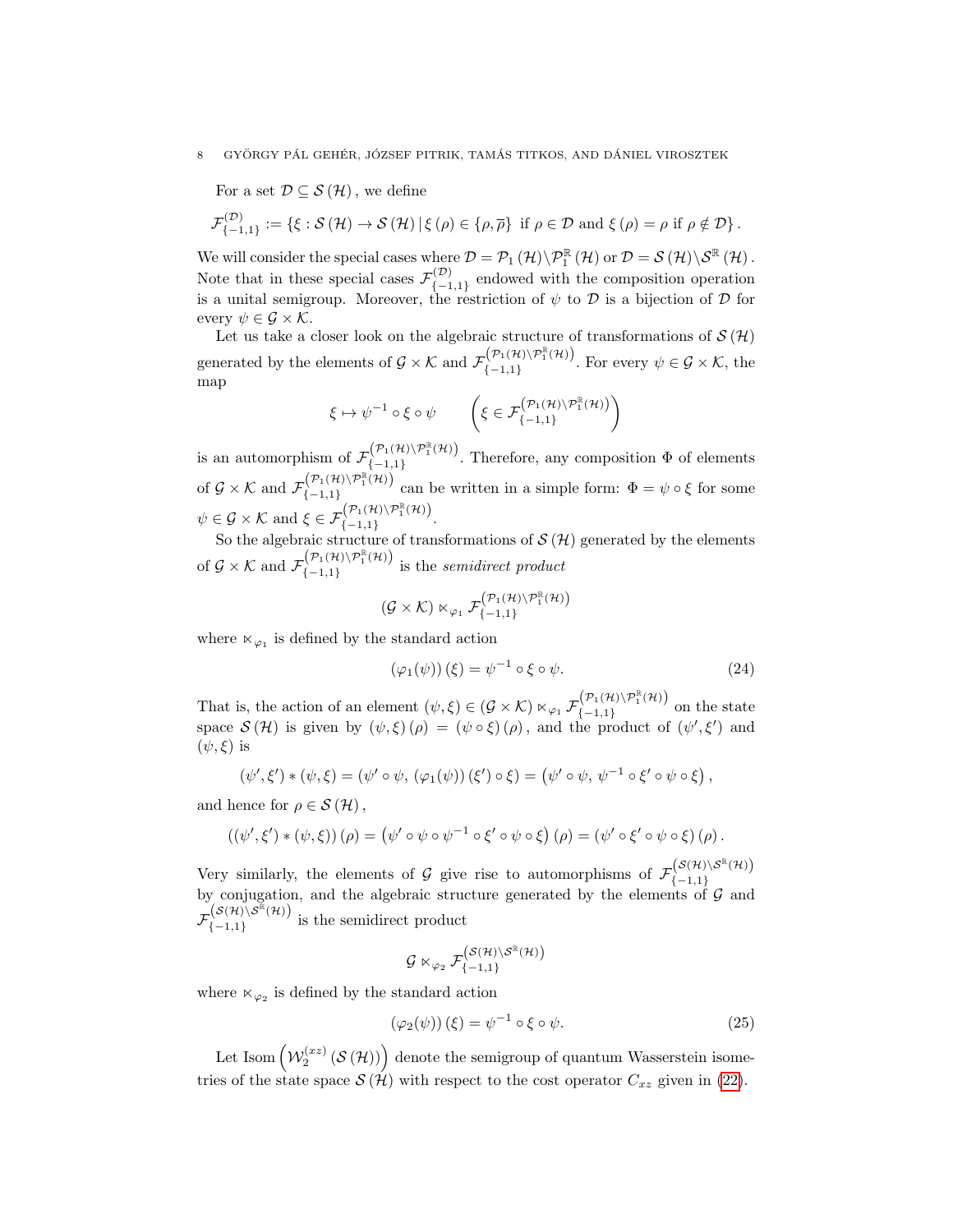For a set $\mathcal{D} \subseteq \mathcal{S}(\mathcal{H})$, we define

$$\mathcal{F}_{\{-1,1\}}^{(\mathcal{D})} := \{\xi : \mathcal{S}(\mathcal{H}) \to \mathcal{S}(\mathcal{H}) \,|\, \xi(\rho) \in \{\rho, \overline{\rho}\} \text{ if } \rho \in \mathcal{D} \text{ and } \xi(\rho) = \rho \text{ if } \rho \notin \mathcal{D}\}.$$

We will consider the special cases where $\mathcal{D} = \mathcal{P}_1(\mathcal{H}) \backslash \mathcal{P}_1^{\mathbb{R}}(\mathcal{H})$ or $\mathcal{D} = \mathcal{S}(\mathcal{H}) \backslash \mathcal{S}^{\mathbb{R}}(\mathcal{H})$. Note that in these special cases $\mathcal{F}_{\{-1,1\}}^{(\mathcal{D})}$ endowed with the composition operation is a unital semigroup. Moreover, the restriction of $\psi$ to $\mathcal{D}$ is a bijection of $\mathcal{D}$ for every $\psi \in \mathcal{G} \times \mathcal{K}$.

Let us take a closer look on the algebraic structure of transformations of $\mathcal{S}(\mathcal{H})$ generated by the elements of $\mathcal{G} \times \mathcal{K}$ and $\mathcal{F}_{\{-1,1\}}^{(\mathcal{P}_1(\mathcal{H}) \backslash \mathcal{P}_1^{\mathbb{R}}(\mathcal{H}))}$. For every $\psi \in \mathcal{G} \times \mathcal{K}$, the map

$$\xi \mapsto \psi^{-1} \circ \xi \circ \psi \qquad \left(\xi \in \mathcal{F}_{\{-1,1\}}^{(\mathcal{P}_1(\mathcal{H}) \backslash \mathcal{P}_1^{\mathbb{R}}(\mathcal{H}))}\right)$$

is an automorphism of $\mathcal{F}_{\{-1,1\}}^{(\mathcal{P}_1(\mathcal{H}) \backslash \mathcal{P}_1^{\mathbb{R}}(\mathcal{H}))}$. Therefore, any composition $\Phi$ of elements of $\mathcal{G} \times \mathcal{K}$ and $\mathcal{F}_{\{-1,1\}}^{(\mathcal{P}_1(\mathcal{H}) \backslash \mathcal{P}_1^{\mathbb{R}}(\mathcal{H}))}$ can be written in a simple form: $\Phi = \psi \circ \xi$ for some $\psi \in \mathcal{G} \times \mathcal{K}$ and $\xi \in \mathcal{F}_{\{-1,1\}}^{(\mathcal{P}_1(\mathcal{H}) \backslash \mathcal{P}_1^{\mathbb{R}}(\mathcal{H}))}$.

So the algebraic structure of transformations of $\mathcal{S}(\mathcal{H})$ generated by the elements of $\mathcal{G} \times \mathcal{K}$ and $\mathcal{F}_{\{-1,1\}}^{(\mathcal{P}_1(\mathcal{H}) \backslash \mathcal{P}_1^{\mathbb{R}}(\mathcal{H}))}$ is the *semidirect product*

$$(\mathcal{G} \times \mathcal{K}) \ltimes_{\varphi_1} \mathcal{F}_{\{-1,1\}}^{(\mathcal{P}_1(\mathcal{H}) \backslash \mathcal{P}_1^{\mathbb{R}}(\mathcal{H}))}$$

where $\ltimes_{\varphi_1}$ is defined by the standard action

$$(\varphi_1(\psi))(\xi) = \psi^{-1} \circ \xi \circ \psi. \tag{24}$$

That is, the action of an element $(\psi, \xi) \in (\mathcal{G} \times \mathcal{K}) \ltimes_{\varphi_1} \mathcal{F}_{\{-1,1\}}^{(\mathcal{P}_1(\mathcal{H}) \backslash \mathcal{P}_1^{\mathbb{R}}(\mathcal{H}))}$ on the state space $\mathcal{S}(\mathcal{H})$ is given by $(\psi, \xi)(\rho) = (\psi \circ \xi)(\rho)$, and the product of $(\psi', \xi')$ and $(\psi, \xi)$ is

$$(\psi', \xi') * (\psi, \xi) = (\psi' \circ \psi, \, (\varphi_1(\psi))(\xi') \circ \xi) = \left(\psi' \circ \psi, \, \psi^{-1} \circ \xi' \circ \psi \circ \xi\right),$$

and hence for $\rho \in \mathcal{S}(\mathcal{H})$,

$$((\psi', \xi') * (\psi, \xi))(\rho) = \left(\psi' \circ \psi \circ \psi^{-1} \circ \xi' \circ \psi \circ \xi\right)(\rho) = (\psi' \circ \xi' \circ \psi \circ \xi)(\rho).$$

Very similarly, the elements of $\mathcal{G}$ give rise to automorphisms of $\mathcal{F}_{\{-1,1\}}^{(\mathcal{S}(\mathcal{H}) \backslash \mathcal{S}^{\mathbb{R}}(\mathcal{H}))}$ by conjugation, and the algebraic structure generated by the elements of $\mathcal{G}$ and $\mathcal{F}_{\{-1,1\}}^{(\mathcal{S}(\mathcal{H}) \backslash \mathcal{S}^{\mathbb{R}}(\mathcal{H}))}$ is the semidirect product

$$\mathcal{G} \ltimes_{\varphi_2} \mathcal{F}_{\{-1,1\}}^{(\mathcal{S}(\mathcal{H}) \backslash \mathcal{S}^{\mathbb{R}}(\mathcal{H}))}$$

where $\ltimes_{\varphi_2}$ is defined by the standard action

$$(\varphi_2(\psi))(\xi) = \psi^{-1} \circ \xi \circ \psi. \tag{25}$$

Let $\mathrm{Isom}\left(\mathcal{W}_2^{(xz)}(\mathcal{S}(\mathcal{H}))\right)$ denote the semigroup of quantum Wasserstein isometries of the state space $\mathcal{S}(\mathcal{H})$ with respect to the cost operator $C_{xz}$ given in (22).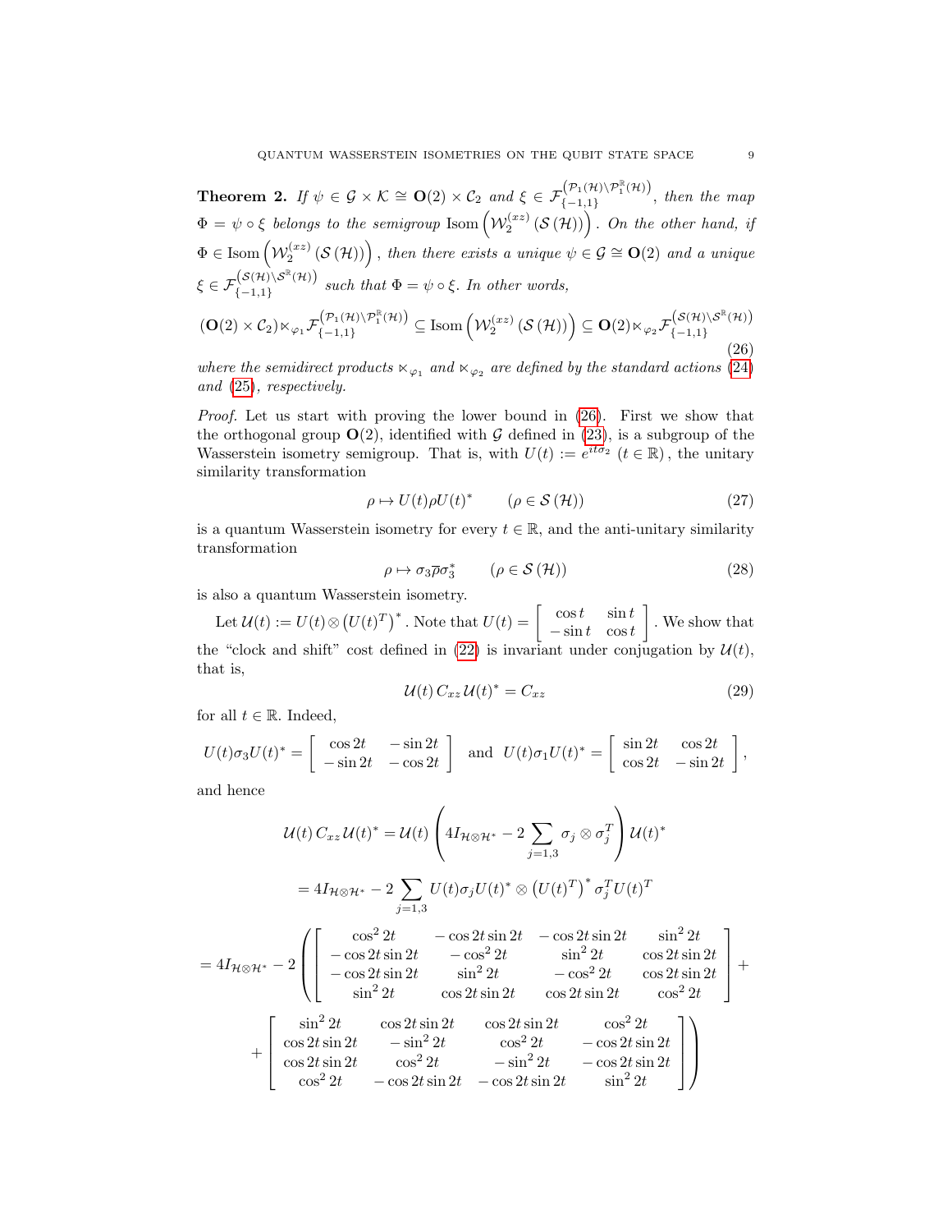**Theorem 2.** *If $\psi \in \mathcal{G} \times \mathcal{K} \cong \mathbf{O}(2) \times \mathcal{C}_2$ and $\xi \in \mathcal{F}_{\{-1,1\}}^{\left(\mathcal{P}_1(\mathcal{H}) \setminus \mathcal{P}_1^{\mathbb{R}}(\mathcal{H})\right)}$, then the map $\Phi = \psi \circ \xi$ belongs to the semigroup $\mathrm{Isom}\left(\mathcal{W}_2^{(xz)}\left(\mathcal{S}\left(\mathcal{H}\right)\right)\right)$. On the other hand, if $\Phi \in \mathrm{Isom}\left(\mathcal{W}_2^{(xz)}\left(\mathcal{S}\left(\mathcal{H}\right)\right)\right)$, then there exists a unique $\psi \in \mathcal{G} \cong \mathbf{O}(2)$ and a unique $\xi \in \mathcal{F}_{\{-1,1\}}^{\left(\mathcal{S}(\mathcal{H}) \setminus \mathcal{S}^{\mathbb{R}}(\mathcal{H})\right)}$ such that $\Phi = \psi \circ \xi$. In other words,*

$$
(\mathbf{O}(2) \times \mathcal{C}_2) \ltimes_{\varphi_1} \mathcal{F}_{\{-1,1\}}^{\left(\mathcal{P}_1(\mathcal{H}) \setminus \mathcal{P}_1^{\mathbb{R}}(\mathcal{H})\right)} \subseteq \mathrm{Isom}\left(\mathcal{W}_2^{(xz)}\left(\mathcal{S}\left(\mathcal{H}\right)\right)\right) \subseteq \mathbf{O}(2) \ltimes_{\varphi_2} \mathcal{F}_{\{-1,1\}}^{\left(\mathcal{S}(\mathcal{H}) \setminus \mathcal{S}^{\mathbb{R}}(\mathcal{H})\right)} \tag{26}
$$

*where the semidirect products $\ltimes_{\varphi_1}$ and $\ltimes_{\varphi_2}$ are defined by the standard actions (24) and (25), respectively.*

*Proof.* Let us start with proving the lower bound in (26). First we show that the orthogonal group $\mathbf{O}(2)$, identified with $\mathcal{G}$ defined in (23), is a subgroup of the Wasserstein isometry semigroup. That is, with $U(t) := e^{it\sigma_2}$ $(t \in \mathbb{R})$, the unitary similarity transformation

$$
\rho \mapsto U(t)\rho U(t)^* \qquad (\rho \in \mathcal{S}\left(\mathcal{H}\right)) \tag{27}
$$

is a quantum Wasserstein isometry for every $t \in \mathbb{R}$, and the anti-unitary similarity transformation

$$
\rho \mapsto \sigma_3 \overline{\rho} \sigma_3^* \qquad (\rho \in \mathcal{S}\left(\mathcal{H}\right)) \tag{28}
$$

is also a quantum Wasserstein isometry.

Let $\mathcal{U}(t) := U(t) \otimes \left(U(t)^T\right)^*$. Note that $U(t) = \begin{bmatrix} \cos t & \sin t \\ -\sin t & \cos t \end{bmatrix}$. We show that the "clock and shift" cost defined in (22) is invariant under conjugation by $\mathcal{U}(t)$, that is,

$$
\mathcal{U}(t)\, C_{xz}\, \mathcal{U}(t)^* = C_{xz} \tag{29}
$$

for all $t \in \mathbb{R}$. Indeed,

$$
U(t)\sigma_3 U(t)^* = \begin{bmatrix} \cos 2t & -\sin 2t \\ -\sin 2t & -\cos 2t \end{bmatrix} \quad \text{and} \quad U(t)\sigma_1 U(t)^* = \begin{bmatrix} \sin 2t & \cos 2t \\ \cos 2t & -\sin 2t \end{bmatrix},
$$

and hence

$$
\mathcal{U}(t)\, C_{xz}\, \mathcal{U}(t)^* = \mathcal{U}(t) \left( 4 I_{\mathcal{H} \otimes \mathcal{H}^*} - 2 \sum_{j=1,3} \sigma_j \otimes \sigma_j^T \right) \mathcal{U}(t)^*
$$

$$
= 4 I_{\mathcal{H} \otimes \mathcal{H}^*} - 2 \sum_{j=1,3} U(t)\sigma_j U(t)^* \otimes \left(U(t)^T\right)^* \sigma_j^T U(t)^T
$$

$$
= 4 I_{\mathcal{H} \otimes \mathcal{H}^*} - 2 \left( \begin{bmatrix} \cos^2 2t & -\cos 2t \sin 2t & -\cos 2t \sin 2t & \sin^2 2t \\ -\cos 2t \sin 2t & -\cos^2 2t & \sin^2 2t & \cos 2t \sin 2t \\ -\cos 2t \sin 2t & \sin^2 2t & -\cos^2 2t & \cos 2t \sin 2t \\ \sin^2 2t & \cos 2t \sin 2t & \cos 2t \sin 2t & \cos^2 2t \end{bmatrix} + \right.
$$

$$
\left. + \begin{bmatrix} \sin^2 2t & \cos 2t \sin 2t & \cos 2t \sin 2t & \cos^2 2t \\ \cos 2t \sin 2t & -\sin^2 2t & \cos^2 2t & -\cos 2t \sin 2t \\ \cos 2t \sin 2t & \cos^2 2t & -\sin^2 2t & -\cos 2t \sin 2t \\ \cos^2 2t & -\cos 2t \sin 2t & -\cos 2t \sin 2t & \sin^2 2t \end{bmatrix} \right)
$$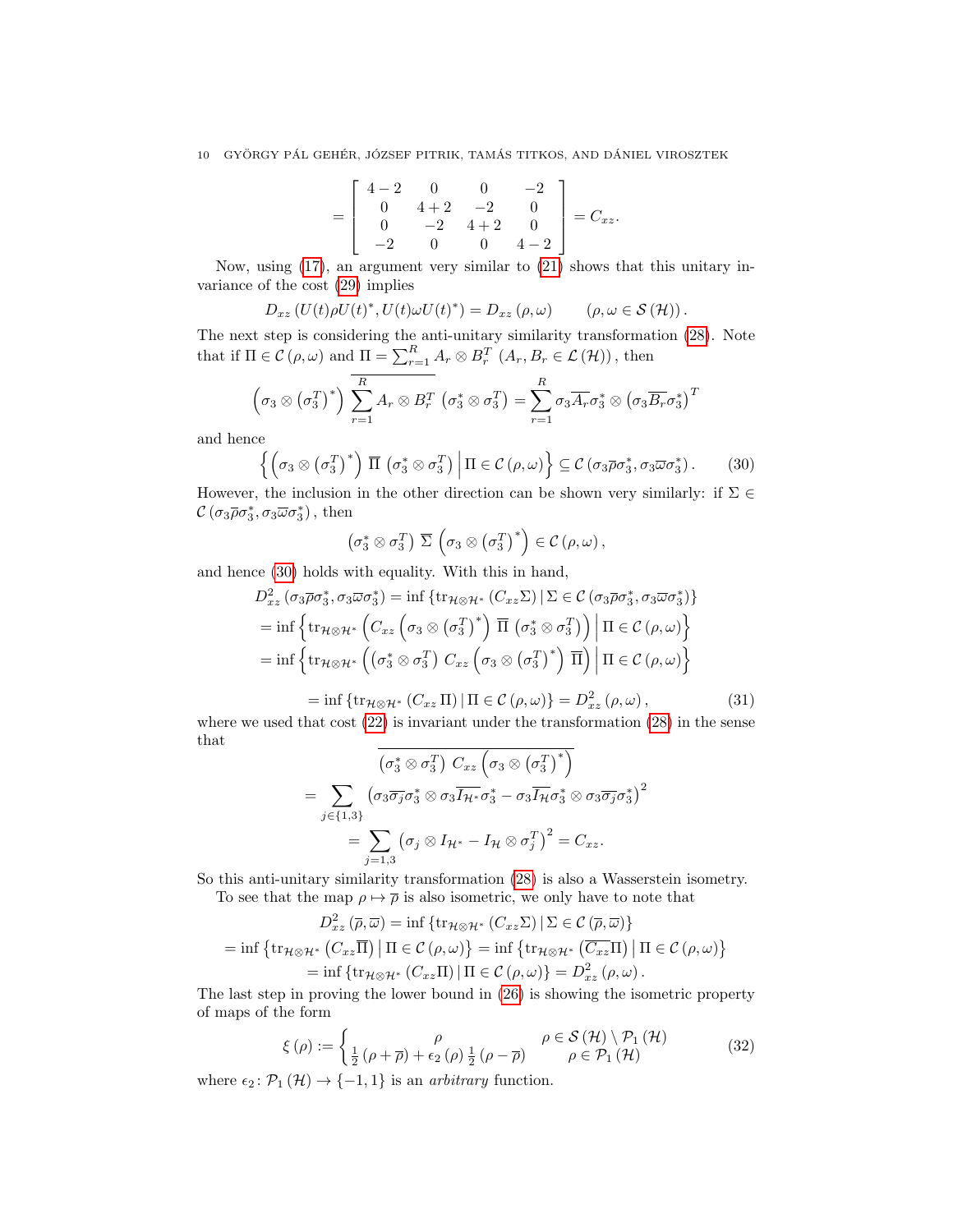$$= \begin{bmatrix} 4-2 & 0 & 0 & -2 \\ 0 & 4+2 & -2 & 0 \\ 0 & -2 & 4+2 & 0 \\ -2 & 0 & 0 & 4-2 \end{bmatrix} = C_{xz}.$$

Now, using (17), an argument very similar to (21) shows that this unitary invariance of the cost (29) implies

$$D_{xz}\left(U(t)\rho U(t)^{*}, U(t)\omega U(t)^{*}\right) = D_{xz}\left(\rho, \omega\right) \qquad \left(\rho, \omega \in \mathcal{S}\left(\mathcal{H}\right)\right).$$

The next step is considering the anti-unitary similarity transformation (28). Note that if $\Pi \in \mathcal{C}\left(\rho, \omega\right)$ and $\Pi = \sum_{r=1}^{R} A_r \otimes B_r^T$ $\left(A_r, B_r \in \mathcal{L}\left(\mathcal{H}\right)\right)$, then

$$\left(\sigma_3 \otimes \left(\sigma_3^T\right)^*\right) \overline{\sum_{r=1}^{R} A_r \otimes B_r^T} \left(\sigma_3^* \otimes \sigma_3^T\right) = \sum_{r=1}^{R} \sigma_3 \overline{A_r} \sigma_3^* \otimes \left(\sigma_3 \overline{B_r} \sigma_3^*\right)^T$$

and hence

$$\left\{ \left(\sigma_3 \otimes \left(\sigma_3^T\right)^*\right) \overline{\Pi} \left(\sigma_3^* \otimes \sigma_3^T\right) \,\middle|\, \Pi \in \mathcal{C}\left(\rho, \omega\right) \right\} \subseteq \mathcal{C}\left(\sigma_3 \overline{\rho} \sigma_3^*, \sigma_3 \overline{\omega} \sigma_3^*\right). \tag{30}$$

However, the inclusion in the other direction can be shown very similarly: if $\Sigma \in \mathcal{C}\left(\sigma_3 \overline{\rho} \sigma_3^*, \sigma_3 \overline{\omega} \sigma_3^*\right)$, then

$$\left(\sigma_3^* \otimes \sigma_3^T\right) \overline{\Sigma} \left(\sigma_3 \otimes \left(\sigma_3^T\right)^*\right) \in \mathcal{C}\left(\rho, \omega\right),$$

and hence (30) holds with equality. With this in hand,

$$\begin{aligned}
D_{xz}^2\left(\sigma_3 \overline{\rho} \sigma_3^*, \sigma_3 \overline{\omega} \sigma_3^*\right) &= \inf\left\{\mathrm{tr}_{\mathcal{H}\otimes\mathcal{H}^*}\left(C_{xz}\Sigma\right) \,\middle|\, \Sigma \in \mathcal{C}\left(\sigma_3 \overline{\rho} \sigma_3^*, \sigma_3 \overline{\omega} \sigma_3^*\right)\right\} \\
&= \inf\left\{\mathrm{tr}_{\mathcal{H}\otimes\mathcal{H}^*}\left(C_{xz}\left(\sigma_3 \otimes \left(\sigma_3^T\right)^*\right) \overline{\Pi} \left(\sigma_3^* \otimes \sigma_3^T\right)\right) \,\middle|\, \Pi \in \mathcal{C}\left(\rho, \omega\right)\right\} \\
&= \inf\left\{\mathrm{tr}_{\mathcal{H}\otimes\mathcal{H}^*}\left(\left(\sigma_3^* \otimes \sigma_3^T\right) C_{xz} \left(\sigma_3 \otimes \left(\sigma_3^T\right)^*\right) \overline{\Pi}\right) \,\middle|\, \Pi \in \mathcal{C}\left(\rho, \omega\right)\right\} \\
&= \inf\left\{\mathrm{tr}_{\mathcal{H}\otimes\mathcal{H}^*}\left(C_{xz}\,\Pi\right) \,\middle|\, \Pi \in \mathcal{C}\left(\rho, \omega\right)\right\} = D_{xz}^2\left(\rho, \omega\right),
\end{aligned} \tag{31}$$

where we used that cost (22) is invariant under the transformation (28) in the sense that

$$\begin{aligned}
&\overline{\left(\sigma_3^* \otimes \sigma_3^T\right) C_{xz} \left(\sigma_3 \otimes \left(\sigma_3^T\right)^*\right)} \\
&= \sum_{j \in \{1,3\}} \left(\sigma_3 \overline{\sigma_j} \sigma_3^* \otimes \sigma_3 \overline{I_{\mathcal{H}^*}} \sigma_3^* - \sigma_3 \overline{I_{\mathcal{H}}} \sigma_3^* \otimes \sigma_3 \overline{\sigma_j} \sigma_3^*\right)^2 \\
&= \sum_{j=1,3} \left(\sigma_j \otimes I_{\mathcal{H}^*} - I_{\mathcal{H}} \otimes \sigma_j^T\right)^2 = C_{xz}.
\end{aligned}$$

So this anti-unitary similarity transformation (28) is also a Wasserstein isometry.

To see that the map $\rho \mapsto \overline{\rho}$ is also isometric, we only have to note that

$$\begin{aligned}
D_{xz}^2\left(\overline{\rho}, \overline{\omega}\right) &= \inf\left\{\mathrm{tr}_{\mathcal{H}\otimes\mathcal{H}^*}\left(C_{xz}\Sigma\right) \,\middle|\, \Sigma \in \mathcal{C}\left(\overline{\rho}, \overline{\omega}\right)\right\} \\
= \inf\left\{\mathrm{tr}_{\mathcal{H}\otimes\mathcal{H}^*}\left(C_{xz}\overline{\Pi}\right) \,\middle|\, \Pi \in \mathcal{C}\left(\rho, \omega\right)\right\} &= \inf\left\{\mathrm{tr}_{\mathcal{H}\otimes\mathcal{H}^*}\left(\overline{C_{xz}}\Pi\right) \,\middle|\, \Pi \in \mathcal{C}\left(\rho, \omega\right)\right\} \\
&= \inf\left\{\mathrm{tr}_{\mathcal{H}\otimes\mathcal{H}^*}\left(C_{xz}\Pi\right) \,\middle|\, \Pi \in \mathcal{C}\left(\rho, \omega\right)\right\} = D_{xz}^2\left(\rho, \omega\right).
\end{aligned}$$

The last step in proving the lower bound in (26) is showing the isometric property of maps of the form

$$\xi\left(\rho\right) := \begin{cases} \rho & \rho \in \mathcal{S}\left(\mathcal{H}\right) \setminus \mathcal{P}_1\left(\mathcal{H}\right) \\ \frac{1}{2}\left(\rho + \overline{\rho}\right) + \epsilon_2\left(\rho\right) \frac{1}{2}\left(\rho - \overline{\rho}\right) & \rho \in \mathcal{P}_1\left(\mathcal{H}\right) \end{cases} \tag{32}$$

where $\epsilon_2 \colon \mathcal{P}_1\left(\mathcal{H}\right) \to \{-1, 1\}$ is an *arbitrary* function.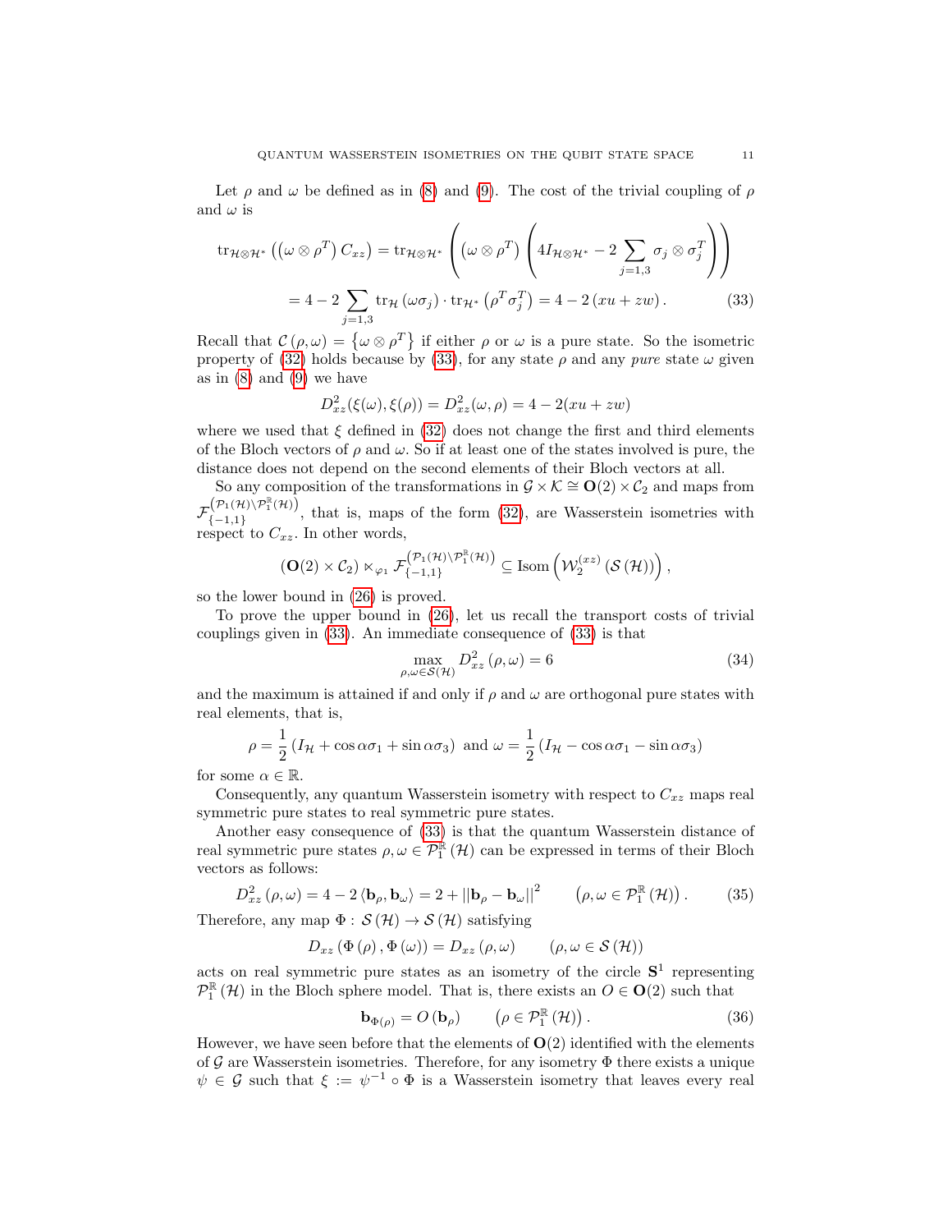Let $\rho$ and $\omega$ be defined as in (8) and (9). The cost of the trivial coupling of $\rho$ and $\omega$ is

$$\operatorname{tr}_{\mathcal{H}\otimes\mathcal{H}^*}\left(\left(\omega\otimes\rho^T\right)C_{xz}\right)=\operatorname{tr}_{\mathcal{H}\otimes\mathcal{H}^*}\left(\left(\omega\otimes\rho^T\right)\left(4I_{\mathcal{H}\otimes\mathcal{H}^*}-2\sum_{j=1,3}\sigma_j\otimes\sigma_j^T\right)\right)$$

$$=4-2\sum_{j=1,3}\operatorname{tr}_{\mathcal{H}}\left(\omega\sigma_j\right)\cdot\operatorname{tr}_{\mathcal{H}^*}\left(\rho^T\sigma_j^T\right)=4-2\left(xu+zw\right). \tag{33}$$

Recall that $\mathcal{C}\left(\rho,\omega\right)=\left\{\omega\otimes\rho^T\right\}$ if either $\rho$ or $\omega$ is a pure state. So the isometric property of (32) holds because by (33), for any state $\rho$ and any *pure* state $\omega$ given as in (8) and (9) we have

$$D_{xz}^2(\xi(\omega),\xi(\rho))=D_{xz}^2(\omega,\rho)=4-2(xu+zw)$$

where we used that $\xi$ defined in (32) does not change the first and third elements of the Bloch vectors of $\rho$ and $\omega$. So if at least one of the states involved is pure, the distance does not depend on the second elements of their Bloch vectors at all.

So any composition of the transformations in $\mathcal{G}\times\mathcal{K}\cong\mathbf{O}(2)\times\mathcal{C}_2$ and maps from $\mathcal{F}_{\{-1,1\}}^{\left(\mathcal{P}_1(\mathcal{H})\setminus\mathcal{P}_1^{\mathbb{R}}(\mathcal{H})\right)}$, that is, maps of the form (32), are Wasserstein isometries with respect to $C_{xz}$. In other words,

$$\left(\mathbf{O}(2)\times\mathcal{C}_2\right)\ltimes_{\varphi_1}\mathcal{F}_{\{-1,1\}}^{\left(\mathcal{P}_1(\mathcal{H})\setminus\mathcal{P}_1^{\mathbb{R}}(\mathcal{H})\right)}\subseteq\operatorname{Isom}\left(\mathcal{W}_2^{(xz)}\left(\mathcal{S}\left(\mathcal{H}\right)\right)\right),$$

so the lower bound in (26) is proved.

To prove the upper bound in (26), let us recall the transport costs of trivial couplings given in (33). An immediate consequence of (33) is that

$$\max_{\rho,\omega\in\mathcal{S}(\mathcal{H})}D_{xz}^2\left(\rho,\omega\right)=6 \tag{34}$$

and the maximum is attained if and only if $\rho$ and $\omega$ are orthogonal pure states with real elements, that is,

$$\rho=\frac{1}{2}\left(I_{\mathcal{H}}+\cos\alpha\sigma_1+\sin\alpha\sigma_3\right)\text{ and }\omega=\frac{1}{2}\left(I_{\mathcal{H}}-\cos\alpha\sigma_1-\sin\alpha\sigma_3\right)$$

for some $\alpha\in\mathbb{R}$.

Consequently, any quantum Wasserstein isometry with respect to $C_{xz}$ maps real symmetric pure states to real symmetric pure states.

Another easy consequence of (33) is that the quantum Wasserstein distance of real symmetric pure states $\rho,\omega\in\mathcal{P}_1^{\mathbb{R}}\left(\mathcal{H}\right)$ can be expressed in terms of their Bloch vectors as follows:

$$D_{xz}^2\left(\rho,\omega\right)=4-2\left\langle\mathbf{b}_\rho,\mathbf{b}_\omega\right\rangle=2+\left|\left|\mathbf{b}_\rho-\mathbf{b}_\omega\right|\right|^2\qquad\left(\rho,\omega\in\mathcal{P}_1^{\mathbb{R}}\left(\mathcal{H}\right)\right). \tag{35}$$

Therefore, any map $\Phi:\mathcal{S}\left(\mathcal{H}\right)\to\mathcal{S}\left(\mathcal{H}\right)$ satisfying

$$D_{xz}\left(\Phi\left(\rho\right),\Phi\left(\omega\right)\right)=D_{xz}\left(\rho,\omega\right)\qquad\left(\rho,\omega\in\mathcal{S}\left(\mathcal{H}\right)\right)$$

acts on real symmetric pure states as an isometry of the circle $\mathbf{S}^1$ representing $\mathcal{P}_1^{\mathbb{R}}\left(\mathcal{H}\right)$ in the Bloch sphere model. That is, there exists an $O\in\mathbf{O}(2)$ such that

$$\mathbf{b}_{\Phi(\rho)}=O\left(\mathbf{b}_\rho\right)\qquad\left(\rho\in\mathcal{P}_1^{\mathbb{R}}\left(\mathcal{H}\right)\right). \tag{36}$$

However, we have seen before that the elements of $\mathbf{O}(2)$ identified with the elements of $\mathcal{G}$ are Wasserstein isometries. Therefore, for any isometry $\Phi$ there exists a unique $\psi\in\mathcal{G}$ such that $\xi:=\psi^{-1}\circ\Phi$ is a Wasserstein isometry that leaves every real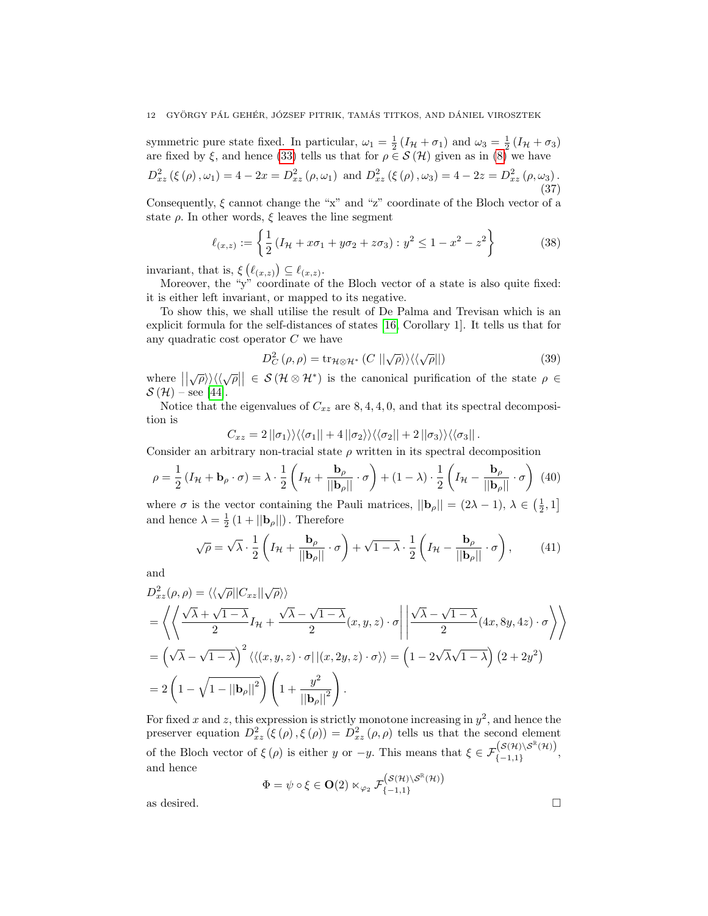symmetric pure state fixed. In particular, $\omega_1 = \frac{1}{2}(I_{\mathcal{H}} + \sigma_1)$ and $\omega_3 = \frac{1}{2}(I_{\mathcal{H}} + \sigma_3)$ are fixed by $\xi$, and hence (33) tells us that for $\rho \in \mathcal{S}(\mathcal{H})$ given as in (8) we have

$$D_{xz}^2(\xi(\rho), \omega_1) = 4 - 2x = D_{xz}^2(\rho, \omega_1) \text{ and } D_{xz}^2(\xi(\rho), \omega_3) = 4 - 2z = D_{xz}^2(\rho, \omega_3). \tag{37}$$

Consequently, $\xi$ cannot change the "x" and "z" coordinate of the Bloch vector of a state $\rho$. In other words, $\xi$ leaves the line segment

$$\ell_{(x,z)} := \left\{ \frac{1}{2}(I_{\mathcal{H}} + x\sigma_1 + y\sigma_2 + z\sigma_3) : y^2 \leq 1 - x^2 - z^2 \right\} \tag{38}$$

invariant, that is, $\xi(\ell_{(x,z)}) \subseteq \ell_{(x,z)}$.

Moreover, the "y" coordinate of the Bloch vector of a state is also quite fixed: it is either left invariant, or mapped to its negative.

To show this, we shall utilise the result of De Palma and Trevisan which is an explicit formula for the self-distances of states [16, Corollary 1]. It tells us that for any quadratic cost operator $C$ we have

$$D_C^2(\rho, \rho) = \operatorname{tr}_{\mathcal{H} \otimes \mathcal{H}^*}\left(C \,||\sqrt{\rho}\rangle\rangle\langle\langle\sqrt{\rho}||\right) \tag{39}$$

where $||\sqrt{\rho}\rangle\rangle\langle\langle\sqrt{\rho}|| \in \mathcal{S}(\mathcal{H} \otimes \mathcal{H}^*)$ is the canonical purification of the state $\rho \in \mathcal{S}(\mathcal{H})$ – see [44].

Notice that the eigenvalues of $C_{xz}$ are $8, 4, 4, 0$, and that its spectral decomposition is

$$C_{xz} = 2\,||\sigma_1\rangle\rangle\langle\langle\sigma_1|| + 4\,||\sigma_2\rangle\rangle\langle\langle\sigma_2|| + 2\,||\sigma_3\rangle\rangle\langle\langle\sigma_3||.$$

Consider an arbitrary non-tracial state $\rho$ written in its spectral decomposition

$$\rho = \frac{1}{2}(I_{\mathcal{H}} + \mathbf{b}_\rho \cdot \sigma) = \lambda \cdot \frac{1}{2}\left(I_{\mathcal{H}} + \frac{\mathbf{b}_\rho}{||\mathbf{b}_\rho||} \cdot \sigma\right) + (1-\lambda) \cdot \frac{1}{2}\left(I_{\mathcal{H}} - \frac{\mathbf{b}_\rho}{||\mathbf{b}_\rho||} \cdot \sigma\right) \tag{40}$$

where $\sigma$ is the vector containing the Pauli matrices, $||\mathbf{b}_\rho|| = (2\lambda - 1)$, $\lambda \in \left(\frac{1}{2}, 1\right]$ and hence $\lambda = \frac{1}{2}(1 + ||\mathbf{b}_\rho||)$. Therefore

$$\sqrt{\rho} = \sqrt{\lambda} \cdot \frac{1}{2}\left(I_{\mathcal{H}} + \frac{\mathbf{b}_\rho}{||\mathbf{b}_\rho||} \cdot \sigma\right) + \sqrt{1-\lambda} \cdot \frac{1}{2}\left(I_{\mathcal{H}} - \frac{\mathbf{b}_\rho}{||\mathbf{b}_\rho||} \cdot \sigma\right), \tag{41}$$

and

$$\begin{aligned}
&D_{xz}^2(\rho, \rho) = \langle\langle\sqrt{\rho}||C_{xz}||\sqrt{\rho}\rangle\rangle \\
&= \left\langle\left\langle \frac{\sqrt{\lambda} + \sqrt{1-\lambda}}{2} I_{\mathcal{H}} + \frac{\sqrt{\lambda} - \sqrt{1-\lambda}}{2}(x, y, z) \cdot \sigma \,\middle|\middle|\, \frac{\sqrt{\lambda} - \sqrt{1-\lambda}}{2}(4x, 8y, 4z) \cdot \sigma \right\rangle\right\rangle \\
&= \left(\sqrt{\lambda} - \sqrt{1-\lambda}\right)^2 \langle\langle(x, y, z) \cdot \sigma|\,|(x, 2y, z) \cdot \sigma\rangle\rangle = \left(1 - 2\sqrt{\lambda}\sqrt{1-\lambda}\right)(2 + 2y^2) \\
&= 2\left(1 - \sqrt{1 - ||\mathbf{b}_\rho||^2}\right)\left(1 + \frac{y^2}{||\mathbf{b}_\rho||^2}\right).
\end{aligned}$$

For fixed $x$ and $z$, this expression is strictly monotone increasing in $y^2$, and hence the preserver equation $D_{xz}^2(\xi(\rho), \xi(\rho)) = D_{xz}^2(\rho, \rho)$ tells us that the second element of the Bloch vector of $\xi(\rho)$ is either $y$ or $-y$. This means that $\xi \in \mathcal{F}_{\{-1,1\}}^{\left(\mathcal{S}(\mathcal{H}) \setminus \mathcal{S}^{\mathbb{R}}(\mathcal{H})\right)}$, and hence

$$\Phi = \psi \circ \xi \in \mathbf{O}(2) \ltimes_{\varphi_2} \mathcal{F}_{\{-1,1\}}^{\left(\mathcal{S}(\mathcal{H}) \setminus \mathcal{S}^{\mathbb{R}}(\mathcal{H})\right)}$$

as desired. $\square$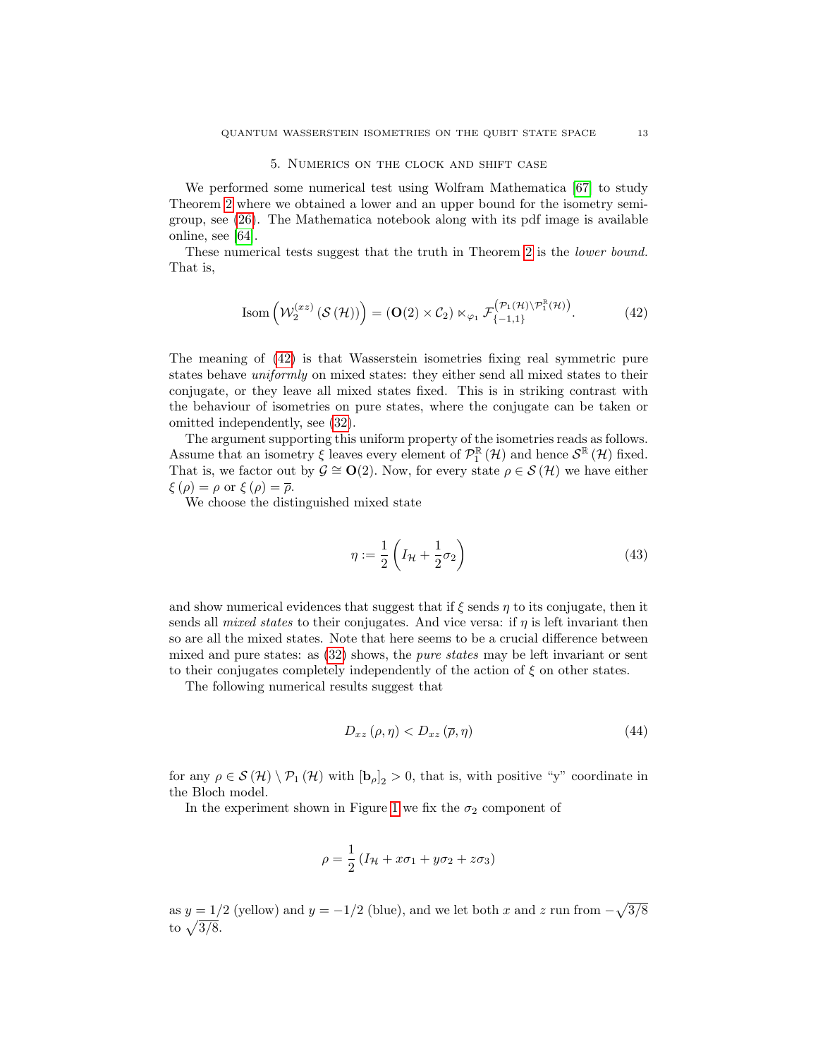## 5. Numerics on the clock and shift case

We performed some numerical test using Wolfram Mathematica [67] to study Theorem 2 where we obtained a lower and an upper bound for the isometry semigroup, see (26). The Mathematica notebook along with its pdf image is available online, see [64].

These numerical tests suggest that the truth in Theorem 2 is the *lower bound*. That is,

$$\mathrm{Isom}\left(\mathcal{W}_2^{(xz)}\left(\mathcal{S}\left(\mathcal{H}\right)\right)\right) = \left(\mathbf{O}(2) \times \mathcal{C}_2\right) \ltimes_{\varphi_1} \mathcal{F}_{\{-1,1\}}^{\left(\mathcal{P}_1(\mathcal{H}) \setminus \mathcal{P}_1^{\mathbb{R}}(\mathcal{H})\right)}. \tag{42}$$

The meaning of (42) is that Wasserstein isometries fixing real symmetric pure states behave *uniformly* on mixed states: they either send all mixed states to their conjugate, or they leave all mixed states fixed. This is in striking contrast with the behaviour of isometries on pure states, where the conjugate can be taken or omitted independently, see (32).

The argument supporting this uniform property of the isometries reads as follows. Assume that an isometry $\xi$ leaves every element of $\mathcal{P}_1^{\mathbb{R}}\left(\mathcal{H}\right)$ and hence $\mathcal{S}^{\mathbb{R}}\left(\mathcal{H}\right)$ fixed. That is, we factor out by $\mathcal{G} \cong \mathbf{O}(2)$. Now, for every state $\rho \in \mathcal{S}\left(\mathcal{H}\right)$ we have either $\xi\left(\rho\right) = \rho$ or $\xi\left(\rho\right) = \overline{\rho}$.

We choose the distinguished mixed state

$$\eta := \frac{1}{2}\left(I_{\mathcal{H}} + \frac{1}{2}\sigma_2\right) \tag{43}$$

and show numerical evidences that suggest that if $\xi$ sends $\eta$ to its conjugate, then it sends all *mixed states* to their conjugates. And vice versa: if $\eta$ is left invariant then so are all the mixed states. Note that here seems to be a crucial difference between mixed and pure states: as (32) shows, the *pure states* may be left invariant or sent to their conjugates completely independently of the action of $\xi$ on other states.

The following numerical results suggest that

$$D_{xz}\left(\rho, \eta\right) < D_{xz}\left(\overline{\rho}, \eta\right) \tag{44}$$

for any $\rho \in \mathcal{S}\left(\mathcal{H}\right) \setminus \mathcal{P}_1\left(\mathcal{H}\right)$ with $\left[\mathbf{b}_\rho\right]_2 > 0$, that is, with positive "y" coordinate in the Bloch model.

In the experiment shown in Figure 1 we fix the $\sigma_2$ component of

$$\rho = \frac{1}{2}\left(I_{\mathcal{H}} + x\sigma_1 + y\sigma_2 + z\sigma_3\right)$$

as $y = 1/2$ (yellow) and $y = -1/2$ (blue), and we let both $x$ and $z$ run from $-\sqrt{3/8}$ to $\sqrt{3/8}$.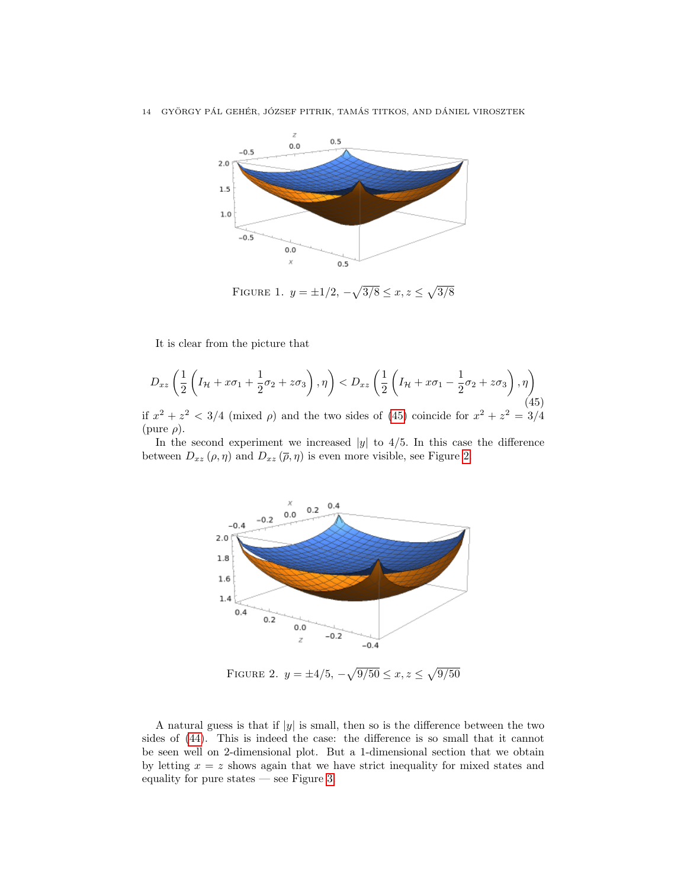FIGURE 1. $y = \pm 1/2$, $-\sqrt{3/8} \le x, z \le \sqrt{3/8}$

It is clear from the picture that

$$D_{xz}\left(\frac{1}{2}\left(I_{\mathcal{H}} + x\sigma_1 + \frac{1}{2}\sigma_2 + z\sigma_3\right), \eta\right) < D_{xz}\left(\frac{1}{2}\left(I_{\mathcal{H}} + x\sigma_1 - \frac{1}{2}\sigma_2 + z\sigma_3\right), \eta\right) \tag{45}$$

if $x^2 + z^2 < 3/4$ (mixed $\rho$) and the two sides of (45) coincide for $x^2 + z^2 = 3/4$ (pure $\rho$).

In the second experiment we increased $|y|$ to $4/5$. In this case the difference between $D_{xz}(\rho, \eta)$ and $D_{xz}(\overline{\rho}, \eta)$ is even more visible, see Figure 2.

FIGURE 2. $y = \pm 4/5$, $-\sqrt{9/50} \le x, z \le \sqrt{9/50}$

A natural guess is that if $|y|$ is small, then so is the difference between the two sides of (44). This is indeed the case: the difference is so small that it cannot be seen well on 2-dimensional plot. But a 1-dimensional section that we obtain by letting $x = z$ shows again that we have strict inequality for mixed states and equality for pure states — see Figure 3.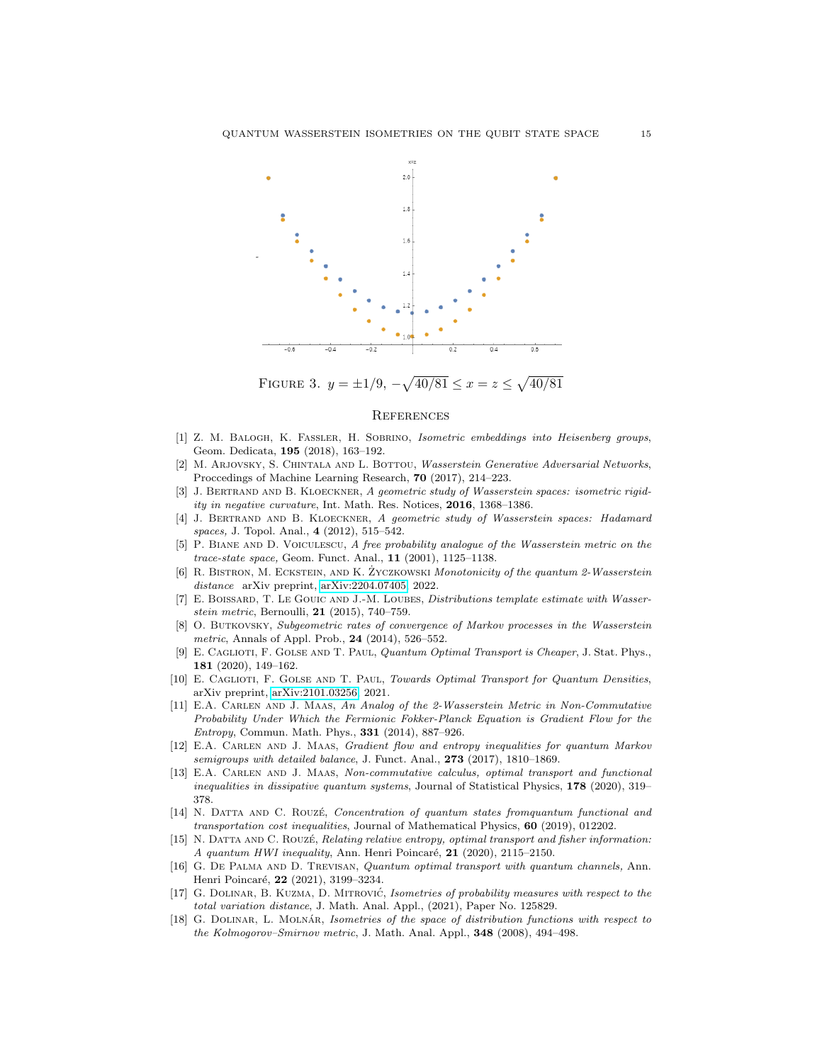Figure 3. $y = \pm 1/9$, $-\sqrt{40/81} \le x = z \le \sqrt{40/81}$

## References

[1] Z. M. Balogh, K. Fassler, H. Sobrino, *Isometric embeddings into Heisenberg groups*, Geom. Dedicata, **195** (2018), 163–192.

[2] M. Arjovsky, S. Chintala and L. Bottou, *Wasserstein Generative Adversarial Networks*, Proccedings of Machine Learning Research, **70** (2017), 214–223.

[3] J. Bertrand and B. Kloeckner, *A geometric study of Wasserstein spaces: isometric rigidity in negative curvature*, Int. Math. Res. Notices, **2016**, 1368–1386.

[4] J. Bertrand and B. Kloeckner, *A geometric study of Wasserstein spaces: Hadamard spaces,* J. Topol. Anal., **4** (2012), 515–542.

[5] P. Biane and D. Voiculescu, *A free probability analogue of the Wasserstein metric on the trace-state space,* Geom. Funct. Anal., **11** (2001), 1125–1138.

[6] R. Bistron, M. Eckstein, and K. Życzkowski *Monotonicity of the quantum 2-Wasserstein distance* arXiv preprint, arXiv:2204.07405, 2022.

[7] E. Boissard, T. Le Gouic and J.-M. Loubes, *Distributions template estimate with Wasserstein metric*, Bernoulli, **21** (2015), 740–759.

[8] O. Butkovsky, *Subgeometric rates of convergence of Markov processes in the Wasserstein metric*, Annals of Appl. Prob., **24** (2014), 526–552.

[9] E. Caglioti, F. Golse and T. Paul, *Quantum Optimal Transport is Cheaper*, J. Stat. Phys., **181** (2020), 149–162.

[10] E. Caglioti, F. Golse and T. Paul, *Towards Optimal Transport for Quantum Densities*, arXiv preprint, arXiv:2101.03256, 2021.

[11] E.A. Carlen and J. Maas, *An Analog of the 2-Wasserstein Metric in Non-Commutative Probability Under Which the Fermionic Fokker-Planck Equation is Gradient Flow for the Entropy*, Commun. Math. Phys., **331** (2014), 887–926.

[12] E.A. Carlen and J. Maas, *Gradient flow and entropy inequalities for quantum Markov semigroups with detailed balance*, J. Funct. Anal., **273** (2017), 1810–1869.

[13] E.A. Carlen and J. Maas, *Non-commutative calculus, optimal transport and functional inequalities in dissipative quantum systems*, Journal of Statistical Physics, **178** (2020), 319–378.

[14] N. Datta and C. Rouzé, *Concentration of quantum states fromquantum functional and transportation cost inequalities*, Journal of Mathematical Physics, **60** (2019), 012202.

[15] N. Datta and C. Rouzé, *Relating relative entropy, optimal transport and fisher information: A quantum HWI inequality*, Ann. Henri Poincaré, **21** (2020), 2115–2150.

[16] G. De Palma and D. Trevisan, *Quantum optimal transport with quantum channels,* Ann. Henri Poincaré, **22** (2021), 3199–3234.

[17] G. Dolinar, B. Kuzma, D. Mitrović, *Isometries of probability measures with respect to the total variation distance*, J. Math. Anal. Appl., (2021), Paper No. 125829.

[18] G. Dolinar, L. Molnár, *Isometries of the space of distribution functions with respect to the Kolmogorov–Smirnov metric*, J. Math. Anal. Appl., **348** (2008), 494–498.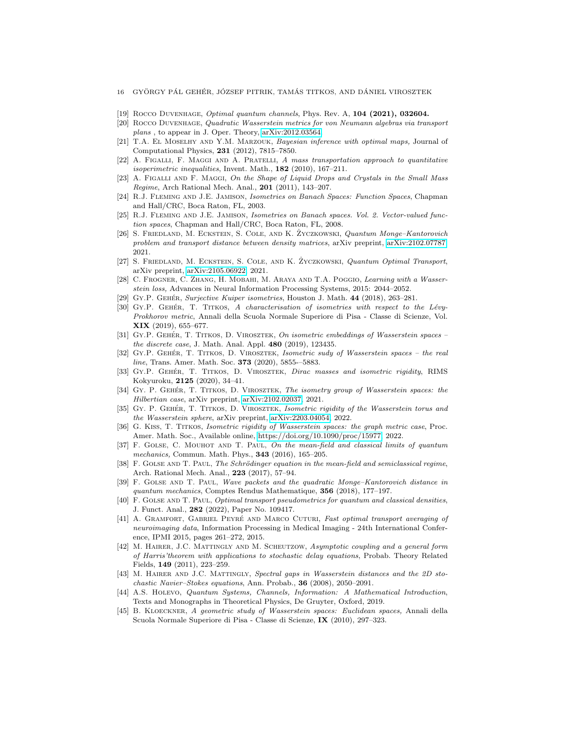[19] Rocco Duvenhage, *Optimal quantum channels*, Phys. Rev. A, **104 (2021), 032604.**

[20] Rocco Duvenhage, *Quadratic Wasserstein metrics for von Neumann algebras via transport plans* , to appear in J. Oper. Theory, arXiv:2012.03564

[21] T.A. El Moselhy and Y.M. Marzouk, *Bayesian inference with optimal maps,* Journal of Computational Physics, **231** (2012), 7815–7850.

[22] A. Figalli, F. Maggi and A. Pratelli, *A mass transportation approach to quantitative isoperimetric inequalities*, Invent. Math., **182** (2010), 167–211.

[23] A. Figalli and F. Maggi, *On the Shape of Liquid Drops and Crystals in the Small Mass Regime*, Arch Rational Mech. Anal., **201** (2011), 143–207.

[24] R.J. Fleming and J.E. Jamison, *Isometries on Banach Spaces: Function Spaces*, Chapman and Hall/CRC, Boca Raton, FL, 2003.

[25] R.J. Fleming and J.E. Jamison, *Isometries on Banach spaces. Vol. 2. Vector-valued function spaces*, Chapman and Hall/CRC, Boca Raton, FL, 2008.

[26] S. Friedland, M. Eckstein, S. Cole, and K. Życzkowski, *Quantum Monge–Kantorovich problem and transport distance between density matrices*, arXiv preprint, arXiv:2102.07787, 2021.

[27] S. Friedland, M. Eckstein, S. Cole, and K. Życzkowski, *Quantum Optimal Transport*, arXiv preprint, arXiv:2105.06922, 2021.

[28] C. Frogner, C. Zhang, H. Mobahi, M. Araya and T.A. Poggio, *Learning with a Wasserstein loss,* Advances in Neural Information Processing Systems, 2015: 2044–2052.

[29] Gy.P. Gehér, *Surjective Kuiper isometries*, Houston J. Math. **44** (2018), 263–281.

[30] Gy.P. Gehér, T. Titkos, *A characterisation of isometries with respect to the Lévy-Prokhorov metric*, Annali della Scuola Normale Superiore di Pisa - Classe di Scienze, Vol. **XIX** (2019), 655–677.

[31] Gy.P. Gehér, T. Titkos, D. Virosztek, *On isometric embeddings of Wasserstein spaces – the discrete case*, J. Math. Anal. Appl. **480** (2019), 123435.

[32] Gy.P. Gehér, T. Titkos, D. Virosztek, *Isometric sudy of Wasserstein spaces – the real line*, Trans. Amer. Math. Soc. **373** (2020), 5855-–5883.

[33] Gy.P. Gehér, T. Titkos, D. Virosztek, *Dirac masses and isometric rigidity*, RIMS Kokyuroku, **2125** (2020), 34–41.

[34] Gy. P. Gehér, T. Titkos, D. Virosztek, *The isometry group of Wasserstein spaces: the Hilbertian case*, arXiv preprint, arXiv:2102.02037, 2021.

[35] Gy. P. Gehér, T. Titkos, D. Virosztek, *Isometric rigidity of the Wasserstein torus and the Wasserstein sphere*, arXiv preprint, arXiv:2203.04054, 2022.

[36] G. Kiss, T. Titkos, *Isometric rigidity of Wasserstein spaces: the graph metric case*, Proc. Amer. Math. Soc., Available online, https://doi.org/10.1090/proc/15977, 2022.

[37] F. Golse, C. Mouhot and T. Paul, *On the mean-field and classical limits of quantum mechanics,* Commun. Math. Phys., **343** (2016), 165–205.

[38] F. Golse and T. Paul, *The Schrödinger equation in the mean-field and semiclassical regime*, Arch. Rational Mech. Anal., **223** (2017), 57–94.

[39] F. Golse and T. Paul, *Wave packets and the quadratic Monge–Kantorovich distance in quantum mechanics*, Comptes Rendus Mathematique, **356** (2018), 177–197.

[40] F. Golse and T. Paul, *Optimal transport pseudometrics for quantum and classical densities*, J. Funct. Anal., **282** (2022), Paper No. 109417.

[41] A. Gramfort, Gabriel Peyré and Marco Cuturi, *Fast optimal transport averaging of neuroimaging data*, Information Processing in Medical Imaging - 24th International Conference, IPMI 2015, pages 261–272, 2015.

[42] M. Hairer, J.C. Mattingly and M. Scheutzow, *Asymptotic coupling and a general form of Harris'theorem with applications to stochastic delay equations*, Probab. Theory Related Fields, **149** (2011), 223–259.

[43] M. Hairer and J.C. Mattingly, *Spectral gaps in Wasserstein distances and the 2D stochastic Navier–Stokes equations*, Ann. Probab., **36** (2008), 2050–2091.

[44] A.S. Holevo, *Quantum Systems, Channels, Information: A Mathematical Introduction*, Texts and Monographs in Theoretical Physics, De Gruyter, Oxford, 2019.

[45] B. Kloeckner, *A geometric study of Wasserstein spaces: Euclidean spaces,* Annali della Scuola Normale Superiore di Pisa - Classe di Scienze, **IX** (2010), 297–323.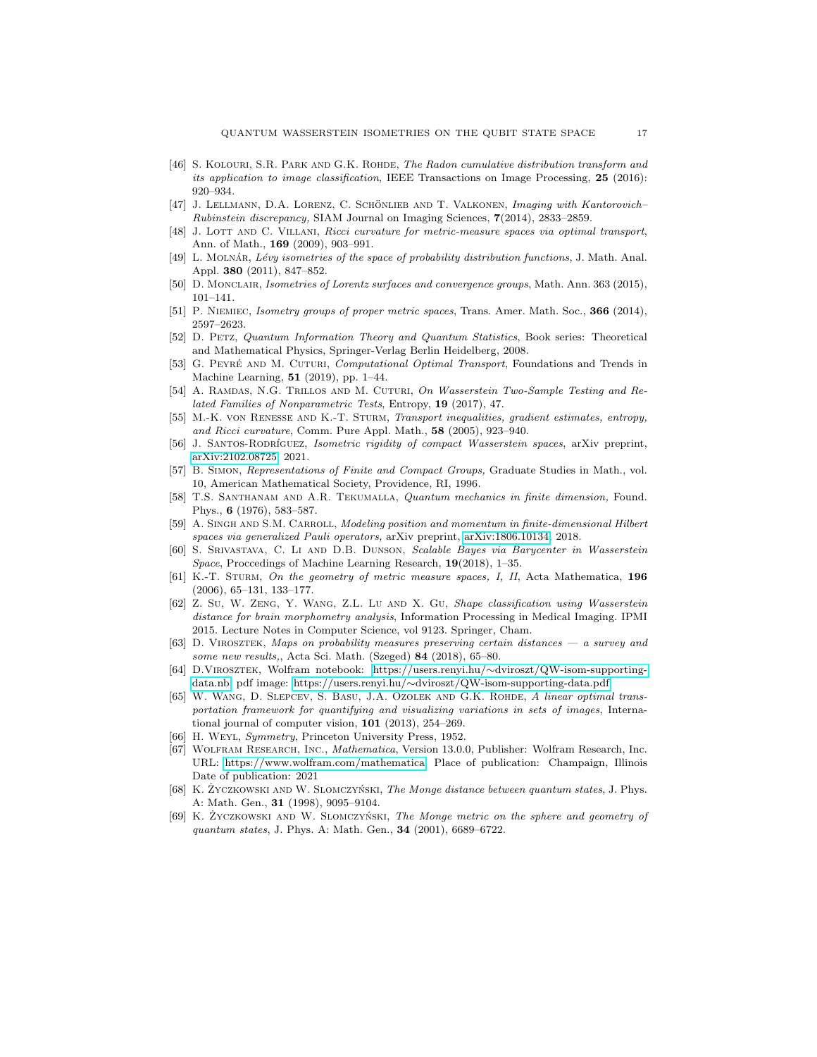[46] S. Kolouri, S.R. Park and G.K. Rohde, *The Radon cumulative distribution transform and its application to image classification*, IEEE Transactions on Image Processing, **25** (2016): 920–934.

[47] J. Lellmann, D.A. Lorenz, C. Schönlieb and T. Valkonen, *Imaging with Kantorovich–Rubinstein discrepancy,* SIAM Journal on Imaging Sciences, **7**(2014), 2833–2859.

[48] J. Lott and C. Villani, *Ricci curvature for metric-measure spaces via optimal transport*, Ann. of Math., **169** (2009), 903–991.

[49] L. Molnár, *Lévy isometries of the space of probability distribution functions*, J. Math. Anal. Appl. **380** (2011), 847–852.

[50] D. Monclair, *Isometries of Lorentz surfaces and convergence groups*, Math. Ann. 363 (2015), 101–141.

[51] P. Niemiec, *Isometry groups of proper metric spaces*, Trans. Amer. Math. Soc., **366** (2014), 2597–2623.

[52] D. Petz, *Quantum Information Theory and Quantum Statistics*, Book series: Theoretical and Mathematical Physics, Springer-Verlag Berlin Heidelberg, 2008.

[53] G. Peyré and M. Cuturi, *Computational Optimal Transport*, Foundations and Trends in Machine Learning, **51** (2019), pp. 1–44.

[54] A. Ramdas, N.G. Trillos and M. Cuturi, *On Wasserstein Two-Sample Testing and Related Families of Nonparametric Tests*, Entropy, **19** (2017), 47.

[55] M.-K. von Renesse and K.-T. Sturm, *Transport inequalities, gradient estimates, entropy, and Ricci curvature*, Comm. Pure Appl. Math., **58** (2005), 923–940.

[56] J. Santos-Rodríguez, *Isometric rigidity of compact Wasserstein spaces*, arXiv preprint, arXiv:2102.08725, 2021.

[57] B. Simon, *Representations of Finite and Compact Groups,* Graduate Studies in Math., vol. 10, American Mathematical Society, Providence, RI, 1996.

[58] T.S. Santhanam and A.R. Tekumalla, *Quantum mechanics in finite dimension,* Found. Phys., **6** (1976), 583–587.

[59] A. Singh and S.M. Carroll, *Modeling position and momentum in finite-dimensional Hilbert spaces via generalized Pauli operators,* arXiv preprint, arXiv:1806.10134, 2018.

[60] S. Srivastava, C. Li and D.B. Dunson, *Scalable Bayes via Barycenter in Wasserstein Space*, Proccedings of Machine Learning Research, **19**(2018), 1–35.

[61] K.-T. Sturm, *On the geometry of metric measure spaces, I, II*, Acta Mathematica, **196** (2006), 65–131, 133–177.

[62] Z. Su, W. Zeng, Y. Wang, Z.L. Lu and X. Gu, *Shape classification using Wasserstein distance for brain morphometry analysis*, Information Processing in Medical Imaging. IPMI 2015. Lecture Notes in Computer Science, vol 9123. Springer, Cham.

[63] D. Virosztek, *Maps on probability measures preserving certain distances — a survey and some new results,*, Acta Sci. Math. (Szeged) **84** (2018), 65–80.

[64] D.Virosztek, Wolfram notebook: https://users.renyi.hu/∼dviroszt/QW-isom-supporting-data.nb, pdf image: https://users.renyi.hu/∼dviroszt/QW-isom-supporting-data.pdf

[65] W. Wang, D. Slepcev, S. Basu, J.A. Ozolek and G.K. Rohde, *A linear optimal transportation framework for quantifying and visualizing variations in sets of images*, International journal of computer vision, **101** (2013), 254–269.

[66] H. Weyl, *Symmetry*, Princeton University Press, 1952.

[67] Wolfram Research, Inc., *Mathematica*, Version 13.0.0, Publisher: Wolfram Research, Inc. URL: https://www.wolfram.com/mathematica, Place of publication: Champaign, Illinois Date of publication: 2021

[68] K. Życzkowski and W. Slomczyński, *The Monge distance between quantum states*, J. Phys. A: Math. Gen., **31** (1998), 9095–9104.

[69] K. Życzkowski and W. Slomczyński, *The Monge metric on the sphere and geometry of quantum states*, J. Phys. A: Math. Gen., **34** (2001), 6689–6722.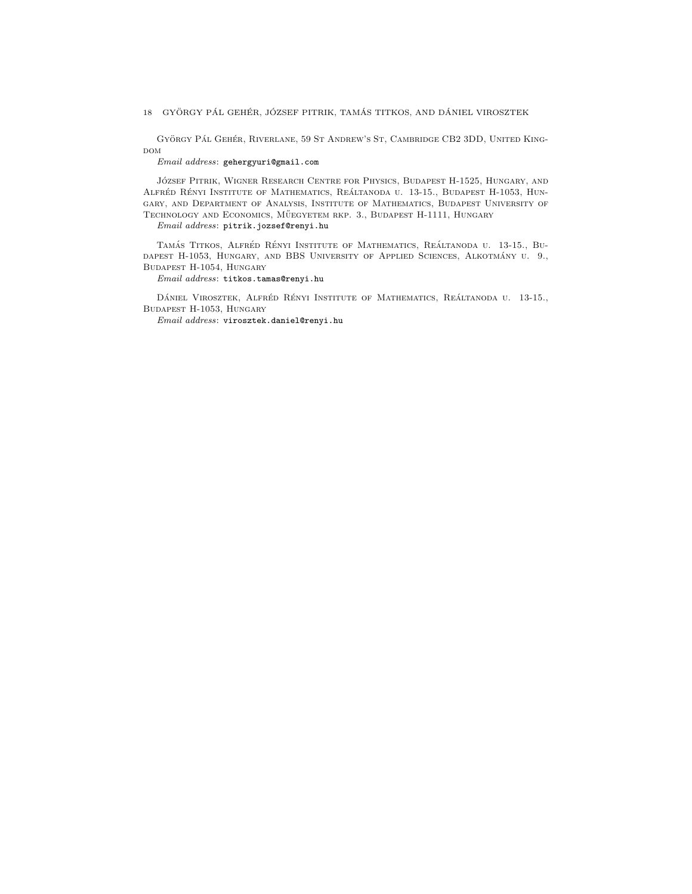György Pál Gehér, Riverlane, 59 St Andrew's St, Cambridge CB2 3DD, United Kingdom

*Email address*: gehergyuri@gmail.com

József Pitrik, Wigner Research Centre for Physics, Budapest H-1525, Hungary, and Alfréd Rényi Institute of Mathematics, Reáltanoda u. 13-15., Budapest H-1053, Hungary, and Department of Analysis, Institute of Mathematics, Budapest University of Technology and Economics, Műegyetem rkp. 3., Budapest H-1111, Hungary

*Email address*: pitrik.jozsef@renyi.hu

Tamás Titkos, Alfréd Rényi Institute of Mathematics, Reáltanoda u. 13-15., Budapest H-1053, Hungary, and BBS University of Applied Sciences, Alkotmány u. 9., Budapest H-1054, Hungary

*Email address*: titkos.tamas@renyi.hu

Dániel Virosztek, Alfréd Rényi Institute of Mathematics, Reáltanoda u. 13-15., Budapest H-1053, Hungary

*Email address*: virosztek.daniel@renyi.hu